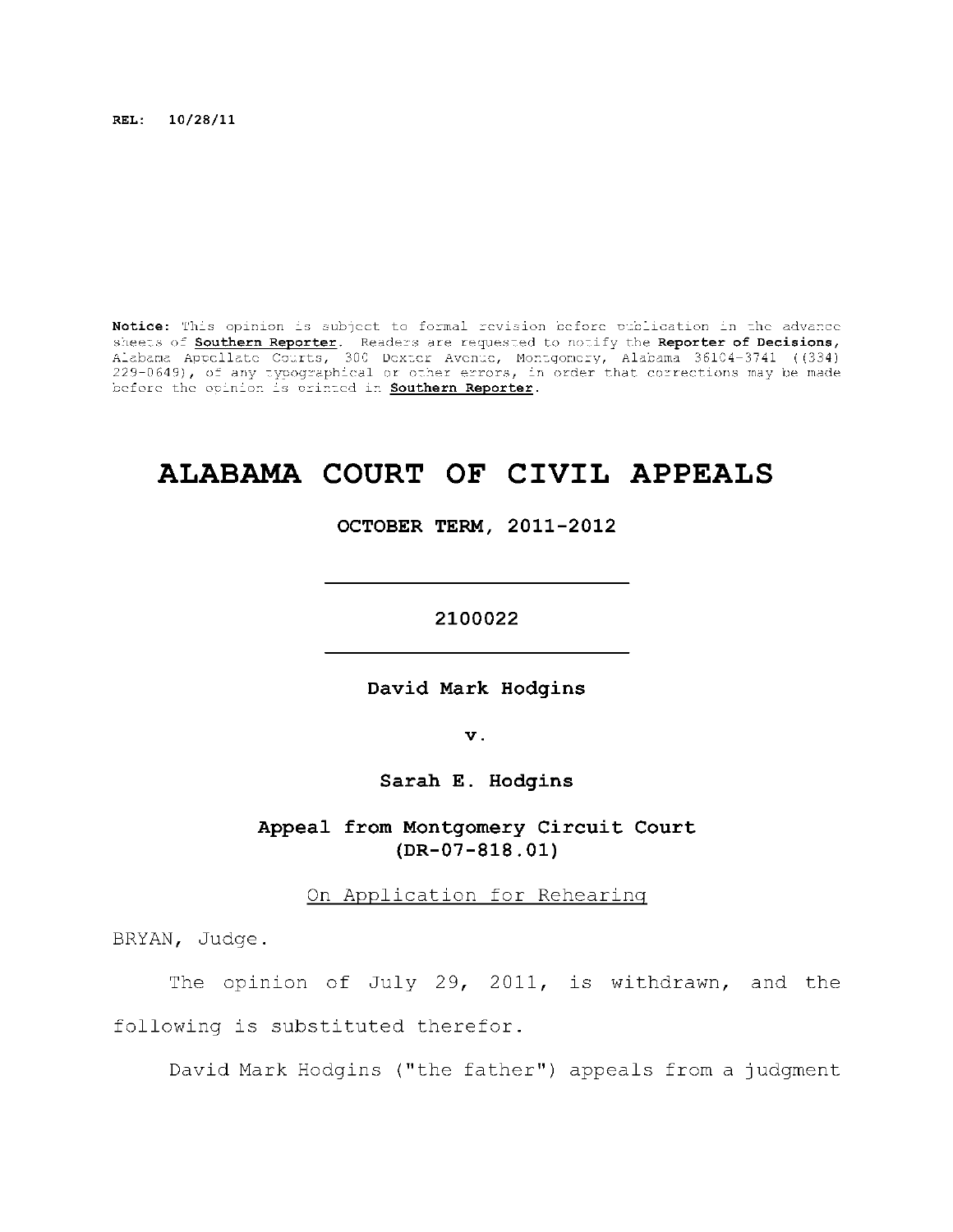**REL: 10/28/11**

**Notice:** This opinion is subject to formal revision before publication in the advance sheets of **Southern Reporter**. Readers are requested to notify the **Reporter of Decisions**, Alabama Appellate Courts, 300 Dexter Avenue, Montgomery, Alabama 36104-3741 ((334) 229-0649), of any typographical or other errors, in order that corrections may be made before the opinion is printed in **Southern Reporter**.

# ALABAMA COURT OF CIVIL APPEALS

**OCTOBER TERM, 2011-2012**

---

**2100022**

---

**David Mark Hodgins**

**v.**

**Sarah E. Hodgins**

**Appeal from Montgomery Circuit Court (DR-07-818.01)**

On Application for Rehearing

BRYAN, Judge.

The opinion of July 29, 2011, is withdrawn, and the following is substituted therefor.

David Mark Hodgins ("the father") appeals from a judgment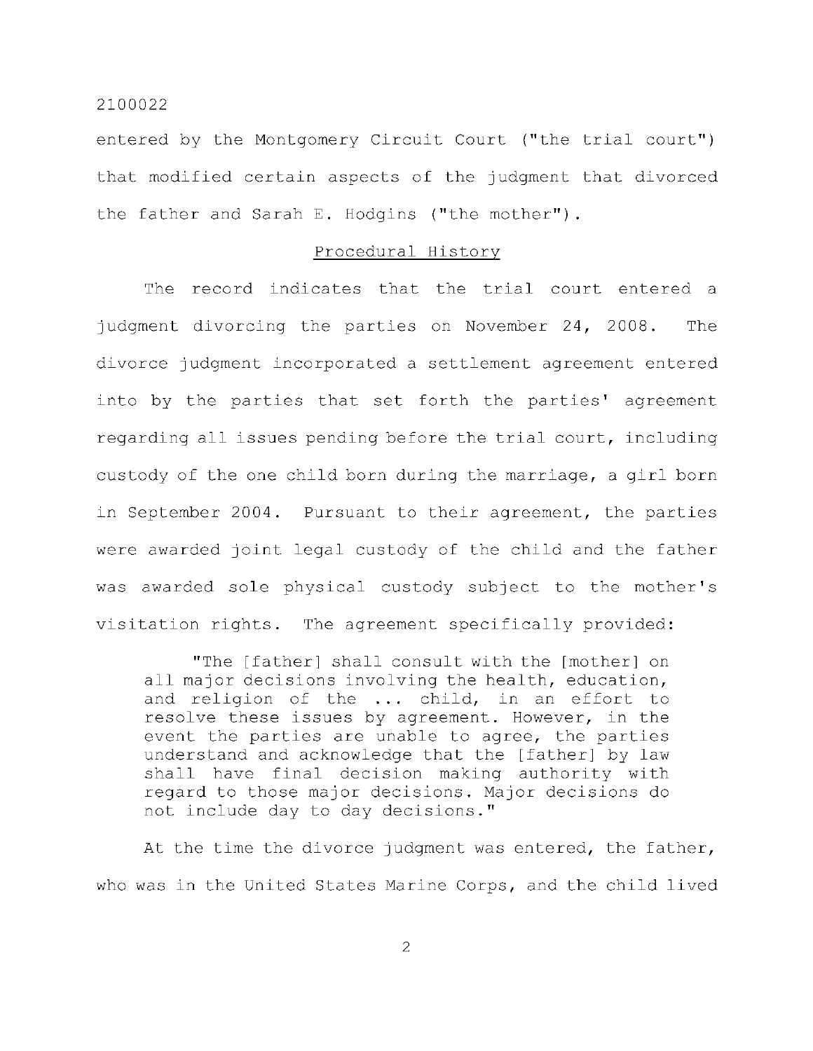entered by the Montgomery Circuit Court ("the trial court") that modified certain aspects of the judgment that divorced the father and Sarah E. Hodgins ("the mother").

## Procedural History

The record indicates that the trial court entered a judgment divorcing the parties on November 24, 2008. The divorce judgment incorporated a settlement agreement entered into by the parties that set forth the parties' agreement regarding all issues pending before the trial court, including custody of the one child born during the marriage, a girl born in September 2004. Pursuant to their agreement, the parties were awarded joint legal custody of the child and the father was awarded sole physical custody subject to the mother's visitation rights. The agreement specifically provided:

> "The [father] shall consult with the [mother] on all major decisions involving the health, education, and religion of the ... child, in an effort to resolve these issues by agreement. However, in the event the parties are unable to agree, the parties understand and acknowledge that the [father] by law shall have final decision making authority with regard to those major decisions. Major decisions do not include day to day decisions."

At the time the divorce judgment was entered, the father, who was in the United States Marine Corps, and the child lived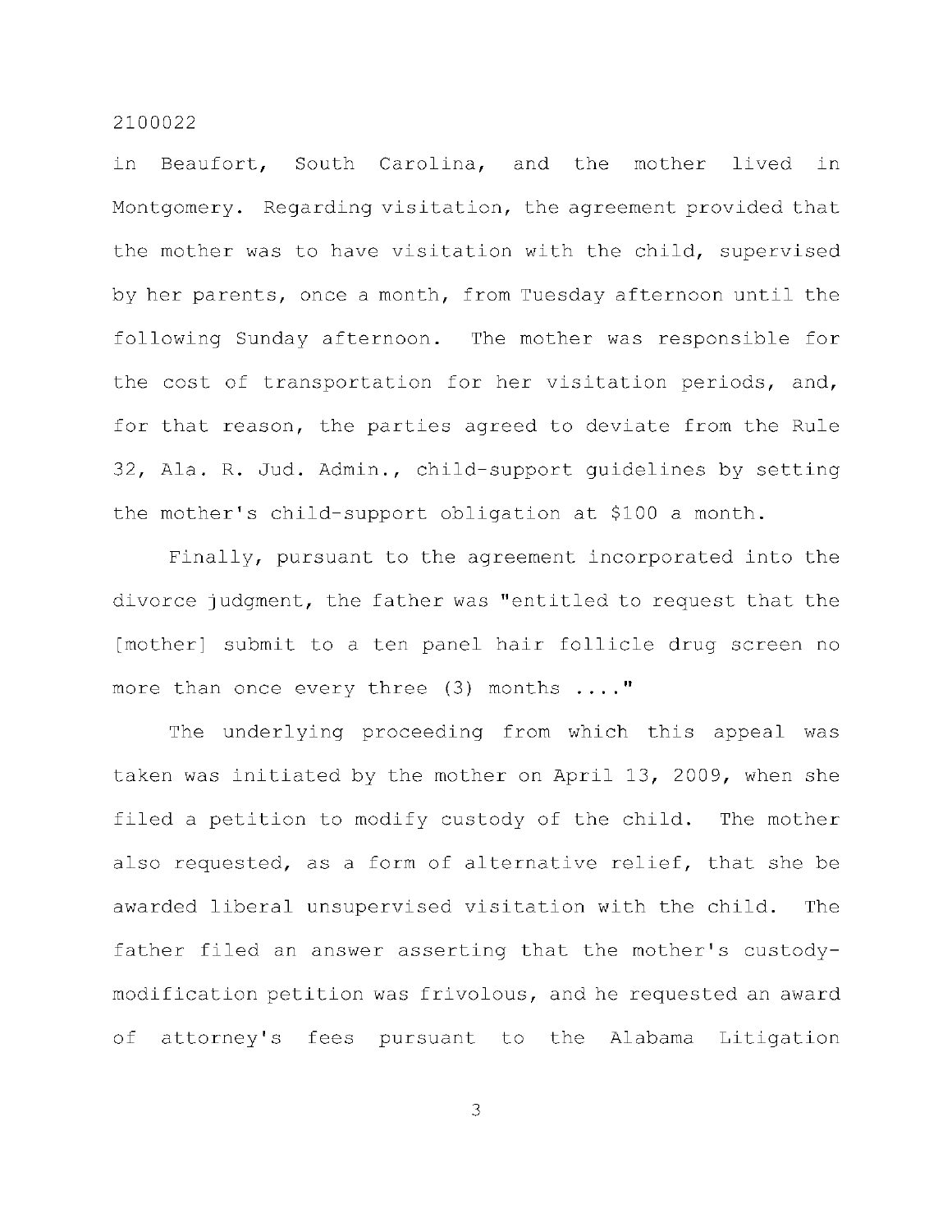in Beaufort, South Carolina, and the mother lived in Montgomery. Regarding visitation, the agreement provided that the mother was to have visitation with the child, supervised by her parents, once a month, from Tuesday afternoon until the following Sunday afternoon. The mother was responsible for the cost of transportation for her visitation periods, and, for that reason, the parties agreed to deviate from the Rule 32, Ala. R. Jud. Admin., child-support guidelines by setting the mother's child-support obligation at $100 a month.

Finally, pursuant to the agreement incorporated into the divorce judgment, the father was "entitled to request that the [mother] submit to a ten panel hair follicle drug screen no more than once every three (3) months ...."

The underlying proceeding from which this appeal was taken was initiated by the mother on April 13, 2009, when she filed a petition to modify custody of the child. The mother also requested, as a form of alternative relief, that she be awarded liberal unsupervised visitation with the child. The father filed an answer asserting that the mother's custody-modification petition was frivolous, and he requested an award of attorney's fees pursuant to the Alabama Litigation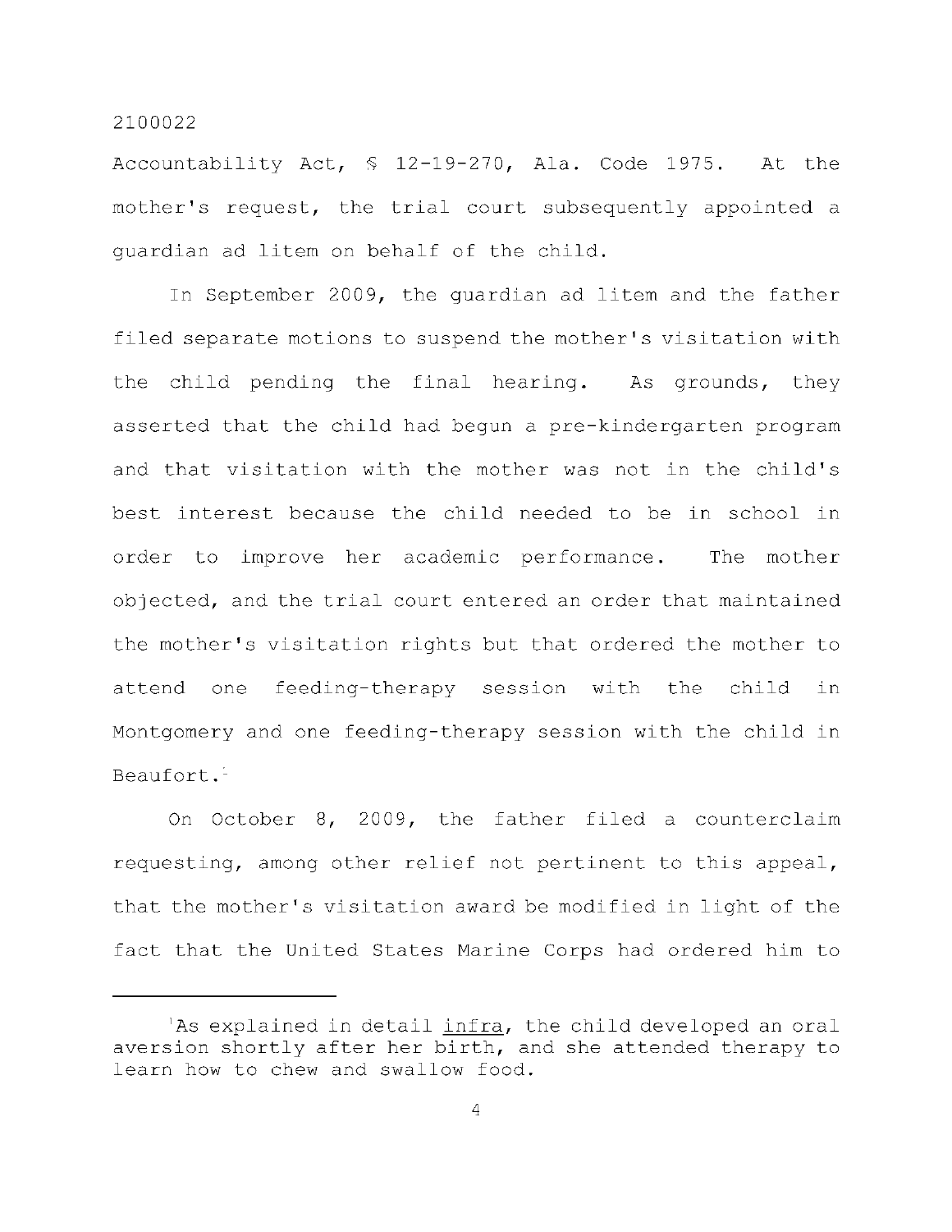Accountability Act, § 12-19-270, Ala. Code 1975. At the mother's request, the trial court subsequently appointed a guardian ad litem on behalf of the child.

In September 2009, the guardian ad litem and the father filed separate motions to suspend the mother's visitation with the child pending the final hearing. As grounds, they asserted that the child had begun a pre-kindergarten program and that visitation with the mother was not in the child's best interest because the child needed to be in school in order to improve her academic performance. The mother objected, and the trial court entered an order that maintained the mother's visitation rights but that ordered the mother to attend one feeding-therapy session with the child in Montgomery and one feeding-therapy session with the child in Beaufort.[1]

On October 8, 2009, the father filed a counterclaim requesting, among other relief not pertinent to this appeal, that the mother's visitation award be modified in light of the fact that the United States Marine Corps had ordered him to

---

[1]As explained in detail _infra_, the child developed an oral aversion shortly after her birth, and she attended therapy to learn how to chew and swallow food.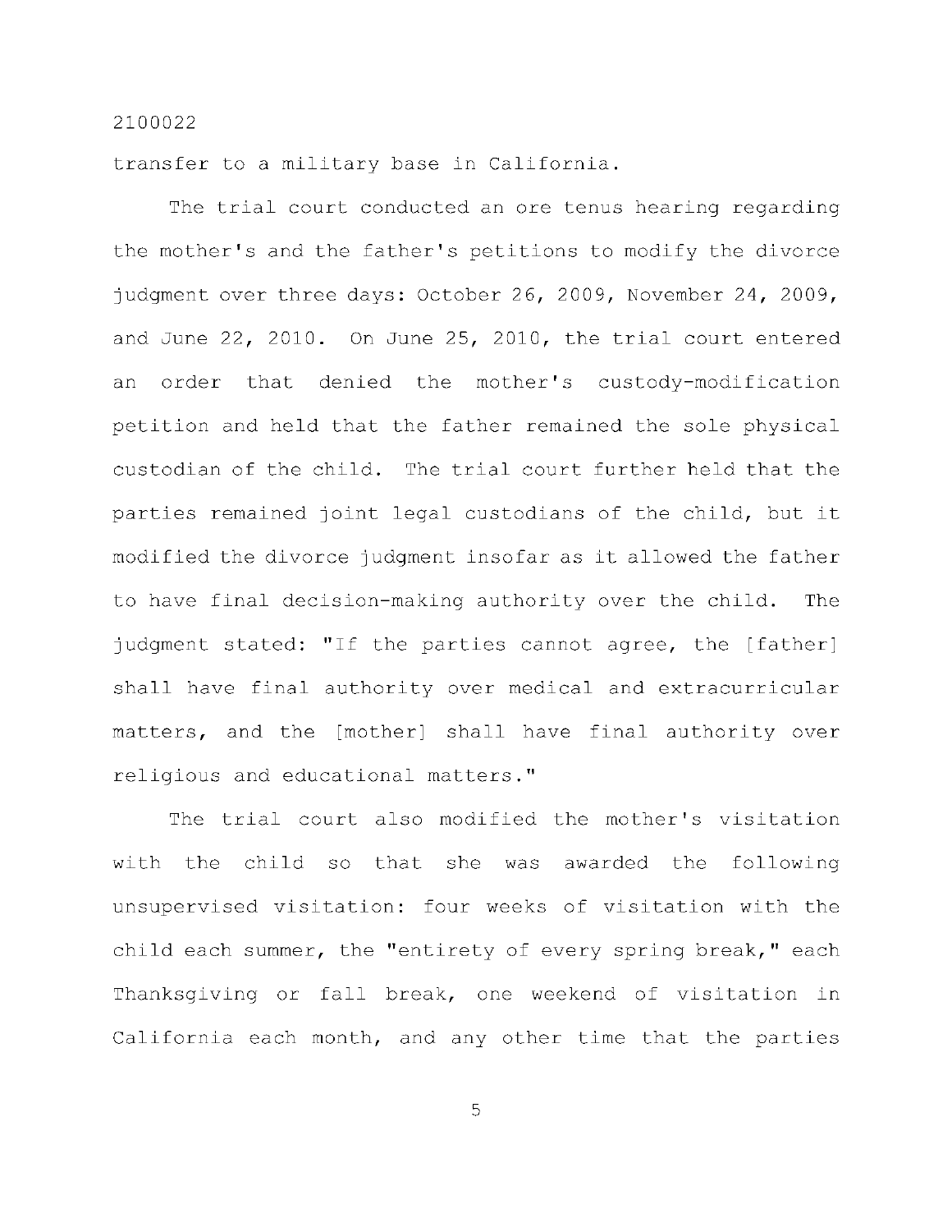transfer to a military base in California.

The trial court conducted an ore tenus hearing regarding the mother's and the father's petitions to modify the divorce judgment over three days: October 26, 2009, November 24, 2009, and June 22, 2010. On June 25, 2010, the trial court entered an order that denied the mother's custody-modification petition and held that the father remained the sole physical custodian of the child. The trial court further held that the parties remained joint legal custodians of the child, but it modified the divorce judgment insofar as it allowed the father to have final decision-making authority over the child. The judgment stated: "If the parties cannot agree, the [father] shall have final authority over medical and extracurricular matters, and the [mother] shall have final authority over religious and educational matters."

The trial court also modified the mother's visitation with the child so that she was awarded the following unsupervised visitation: four weeks of visitation with the child each summer, the "entirety of every spring break," each Thanksgiving or fall break, one weekend of visitation in California each month, and any other time that the parties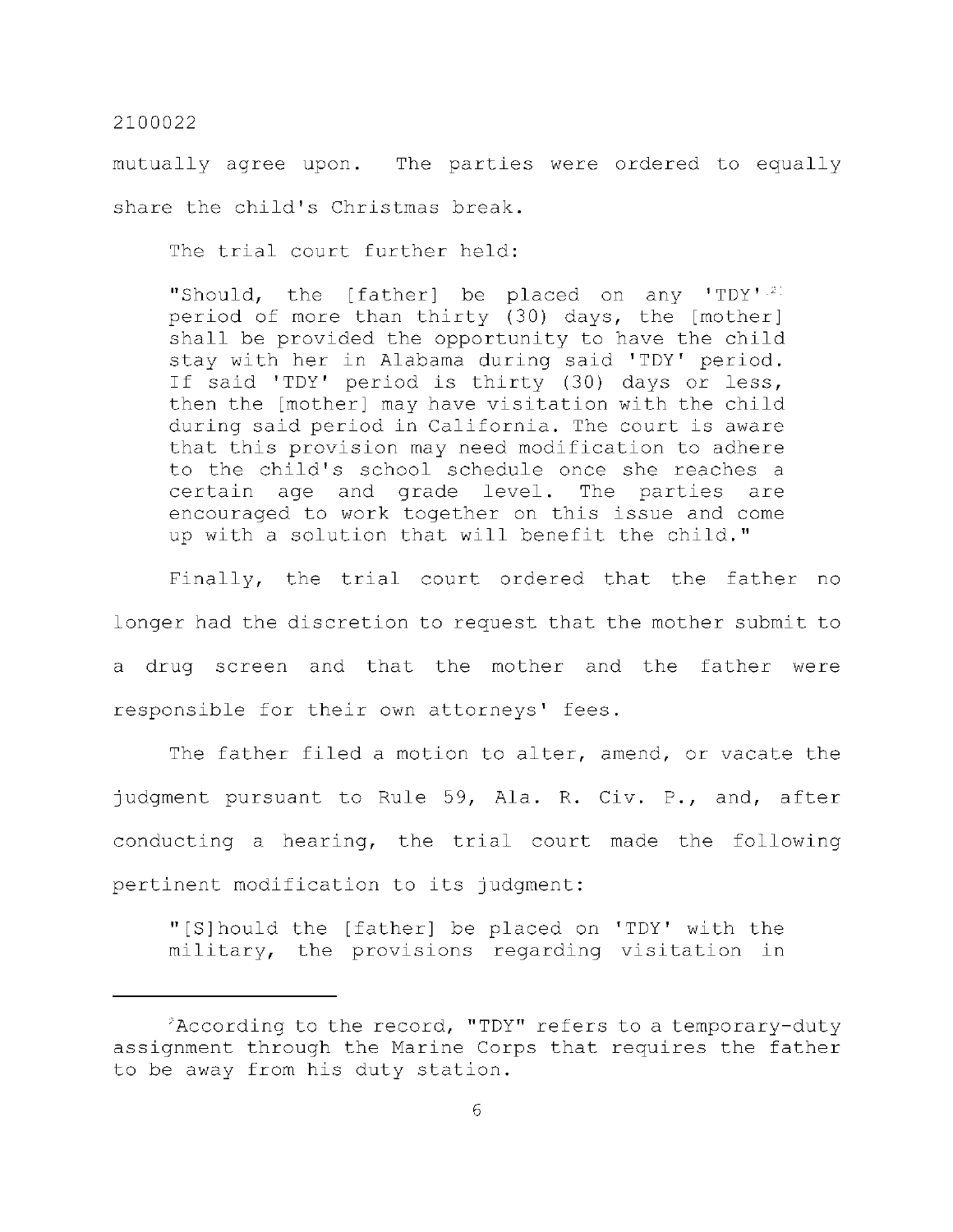mutually agree upon. The parties were ordered to equally share the child's Christmas break.

The trial court further held:

> "Should, the [father] be placed on any 'TDY'[2] period of more than thirty (30) days, the [mother] shall be provided the opportunity to have the child stay with her in Alabama during said 'TDY' period. If said 'TDY' period is thirty (30) days or less, then the [mother] may have visitation with the child during said period in California. The court is aware that this provision may need modification to adhere to the child's school schedule once she reaches a certain age and grade level. The parties are encouraged to work together on this issue and come up with a solution that will benefit the child."

Finally, the trial court ordered that the father no longer had the discretion to request that the mother submit to a drug screen and that the mother and the father were responsible for their own attorneys' fees.

The father filed a motion to alter, amend, or vacate the judgment pursuant to Rule 59, Ala. R. Civ. P., and, after conducting a hearing, the trial court made the following pertinent modification to its judgment:

> "[S]hould the [father] be placed on 'TDY' with the military, the provisions regarding visitation in

---

[2]According to the record, "TDY" refers to a temporary-duty assignment through the Marine Corps that requires the father to be away from his duty station.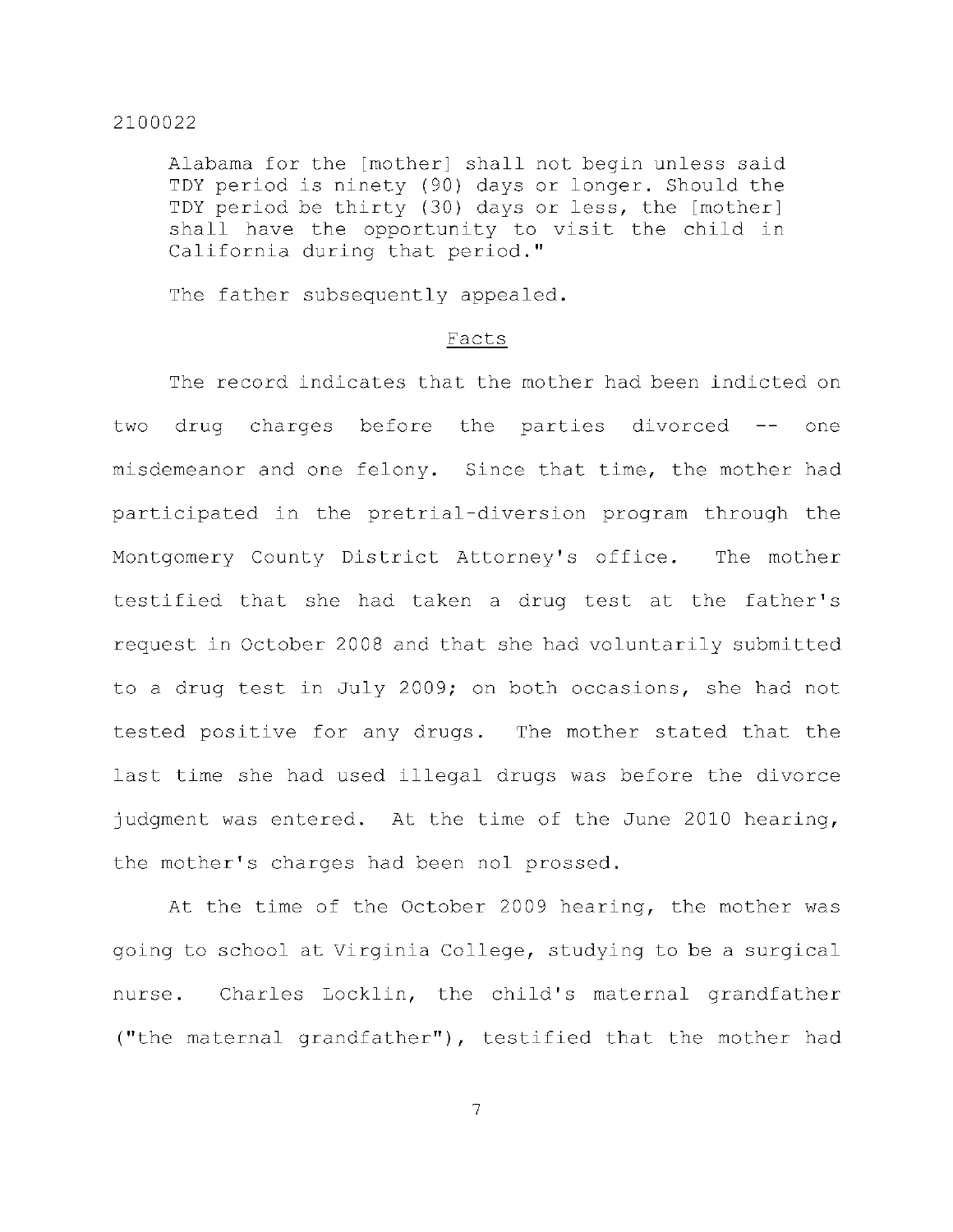Alabama for the [mother] shall not begin unless said TDY period is ninety (90) days or longer. Should the TDY period be thirty (30) days or less, the [mother] shall have the opportunity to visit the child in California during that period."

The father subsequently appealed.

## Facts

The record indicates that the mother had been indicted on two drug charges before the parties divorced -- one misdemeanor and one felony. Since that time, the mother had participated in the pretrial-diversion program through the Montgomery County District Attorney's office. The mother testified that she had taken a drug test at the father's request in October 2008 and that she had voluntarily submitted to a drug test in July 2009; on both occasions, she had not tested positive for any drugs. The mother stated that the last time she had used illegal drugs was before the divorce judgment was entered. At the time of the June 2010 hearing, the mother's charges had been nol prossed.

At the time of the October 2009 hearing, the mother was going to school at Virginia College, studying to be a surgical nurse. Charles Locklin, the child's maternal grandfather ("the maternal grandfather"), testified that the mother had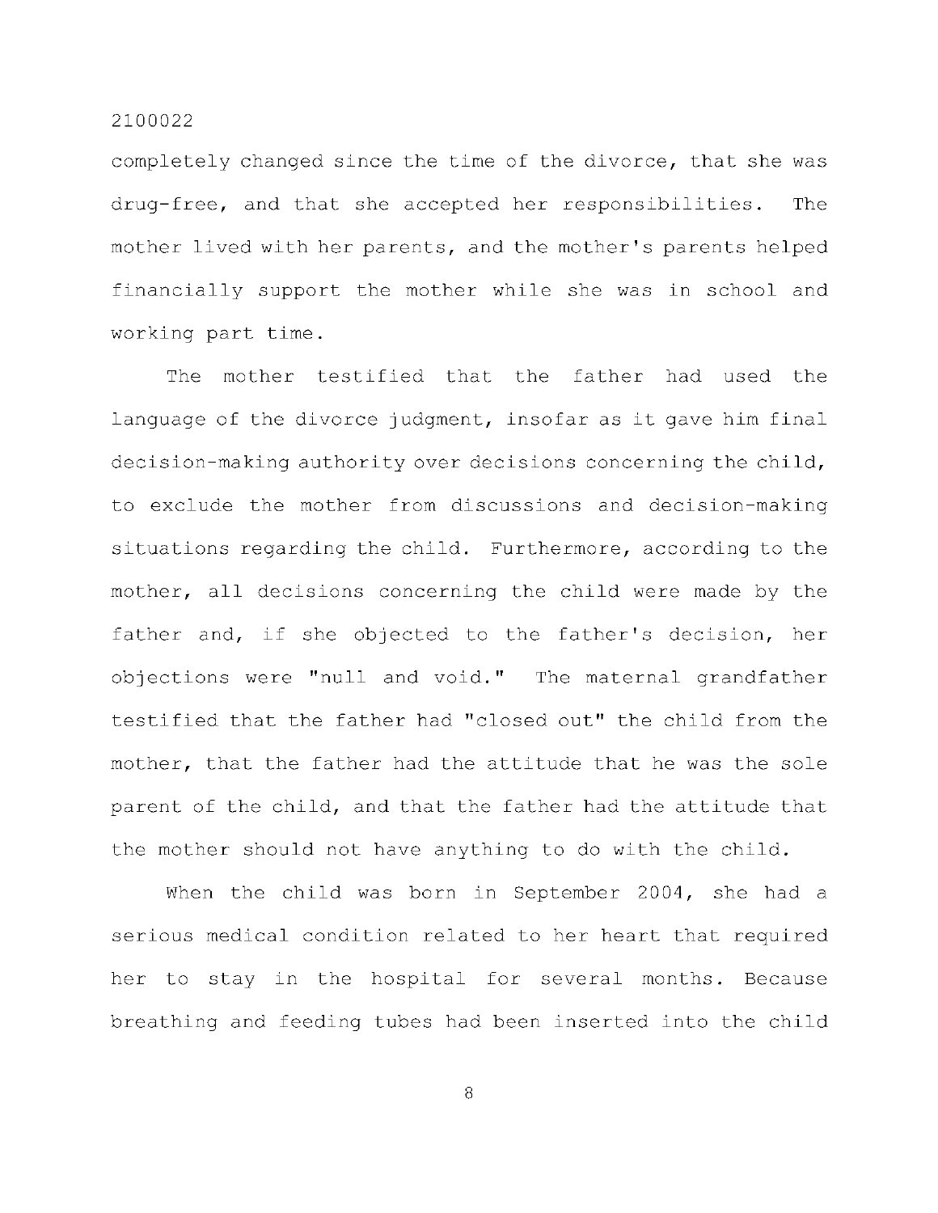completely changed since the time of the divorce, that she was drug-free, and that she accepted her responsibilities. The mother lived with her parents, and the mother's parents helped financially support the mother while she was in school and working part time.

The mother testified that the father had used the language of the divorce judgment, insofar as it gave him final decision-making authority over decisions concerning the child, to exclude the mother from discussions and decision-making situations regarding the child. Furthermore, according to the mother, all decisions concerning the child were made by the father and, if she objected to the father's decision, her objections were "null and void." The maternal grandfather testified that the father had "closed out" the child from the mother, that the father had the attitude that he was the sole parent of the child, and that the father had the attitude that the mother should not have anything to do with the child.

When the child was born in September 2004, she had a serious medical condition related to her heart that required her to stay in the hospital for several months. Because breathing and feeding tubes had been inserted into the child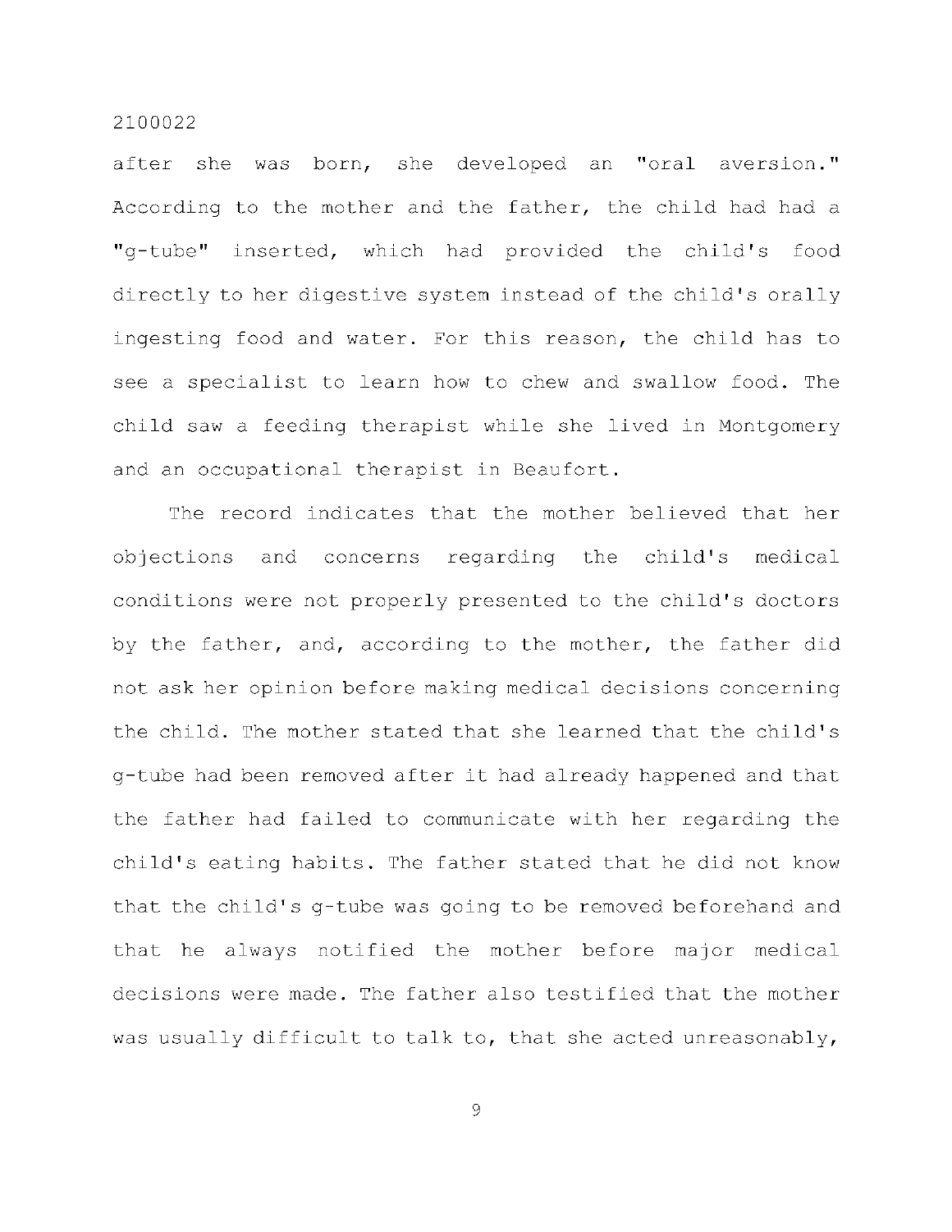after she was born, she developed an "oral aversion." According to the mother and the father, the child had had a "g-tube" inserted, which had provided the child's food directly to her digestive system instead of the child's orally ingesting food and water. For this reason, the child has to see a specialist to learn how to chew and swallow food. The child saw a feeding therapist while she lived in Montgomery and an occupational therapist in Beaufort.

The record indicates that the mother believed that her objections and concerns regarding the child's medical conditions were not properly presented to the child's doctors by the father, and, according to the mother, the father did not ask her opinion before making medical decisions concerning the child. The mother stated that she learned that the child's g-tube had been removed after it had already happened and that the father had failed to communicate with her regarding the child's eating habits. The father stated that he did not know that the child's g-tube was going to be removed beforehand and that he always notified the mother before major medical decisions were made. The father also testified that the mother was usually difficult to talk to, that she acted unreasonably,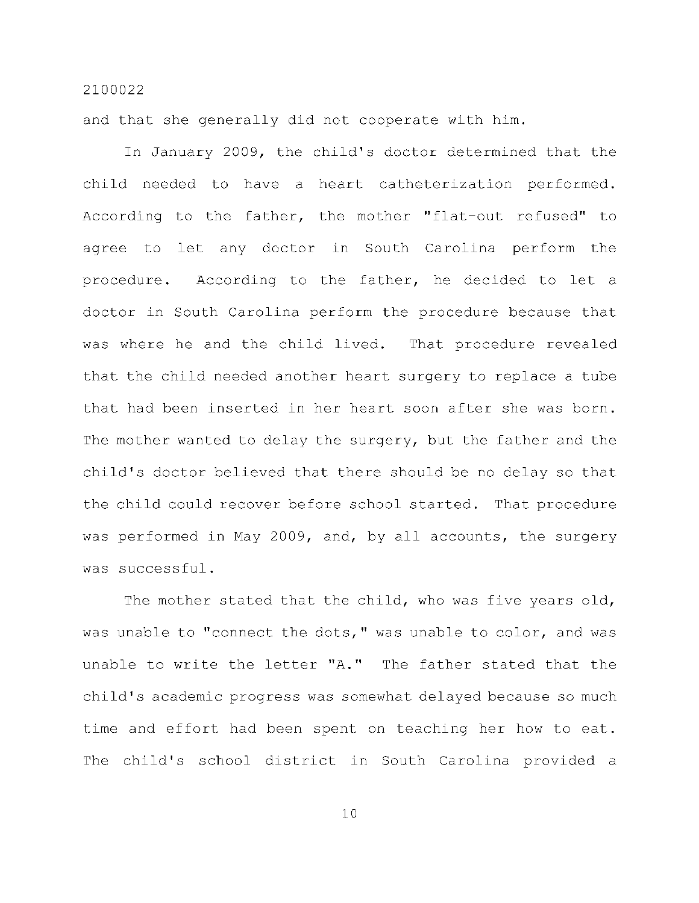and that she generally did not cooperate with him.

In January 2009, the child's doctor determined that the child needed to have a heart catheterization performed. According to the father, the mother "flat-out refused" to agree to let any doctor in South Carolina perform the procedure. According to the father, he decided to let a doctor in South Carolina perform the procedure because that was where he and the child lived. That procedure revealed that the child needed another heart surgery to replace a tube that had been inserted in her heart soon after she was born. The mother wanted to delay the surgery, but the father and the child's doctor believed that there should be no delay so that the child could recover before school started. That procedure was performed in May 2009, and, by all accounts, the surgery was successful.

The mother stated that the child, who was five years old, was unable to "connect the dots," was unable to color, and was unable to write the letter "A." The father stated that the child's academic progress was somewhat delayed because so much time and effort had been spent on teaching her how to eat. The child's school district in South Carolina provided a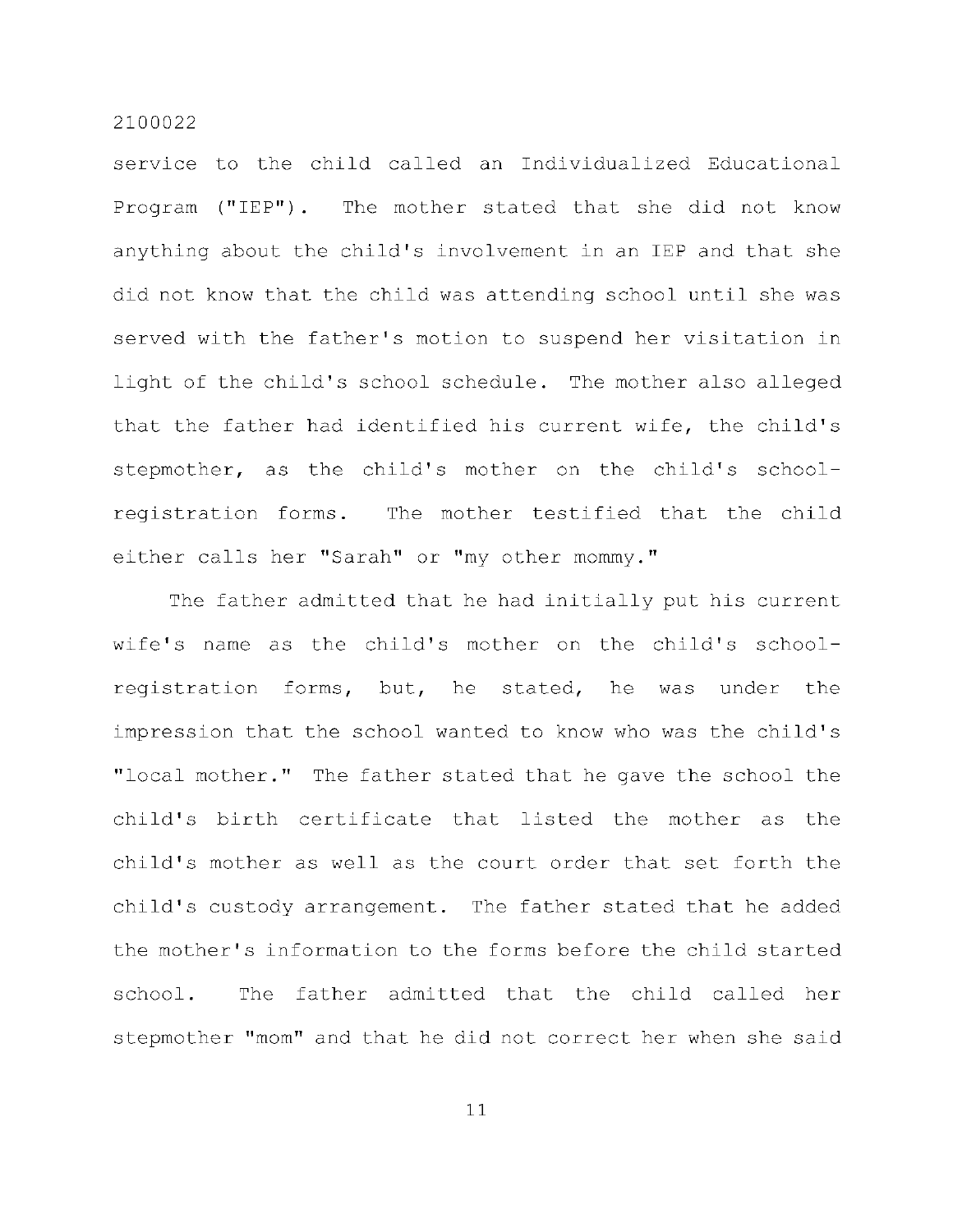service to the child called an Individualized Educational Program ("IEP"). The mother stated that she did not know anything about the child's involvement in an IEP and that she did not know that the child was attending school until she was served with the father's motion to suspend her visitation in light of the child's school schedule. The mother also alleged that the father had identified his current wife, the child's stepmother, as the child's mother on the child's school-registration forms. The mother testified that the child either calls her "Sarah" or "my other mommy."

The father admitted that he had initially put his current wife's name as the child's mother on the child's school-registration forms, but, he stated, he was under the impression that the school wanted to know who was the child's "local mother." The father stated that he gave the school the child's birth certificate that listed the mother as the child's mother as well as the court order that set forth the child's custody arrangement. The father stated that he added the mother's information to the forms before the child started school. The father admitted that the child called her stepmother "mom" and that he did not correct her when she said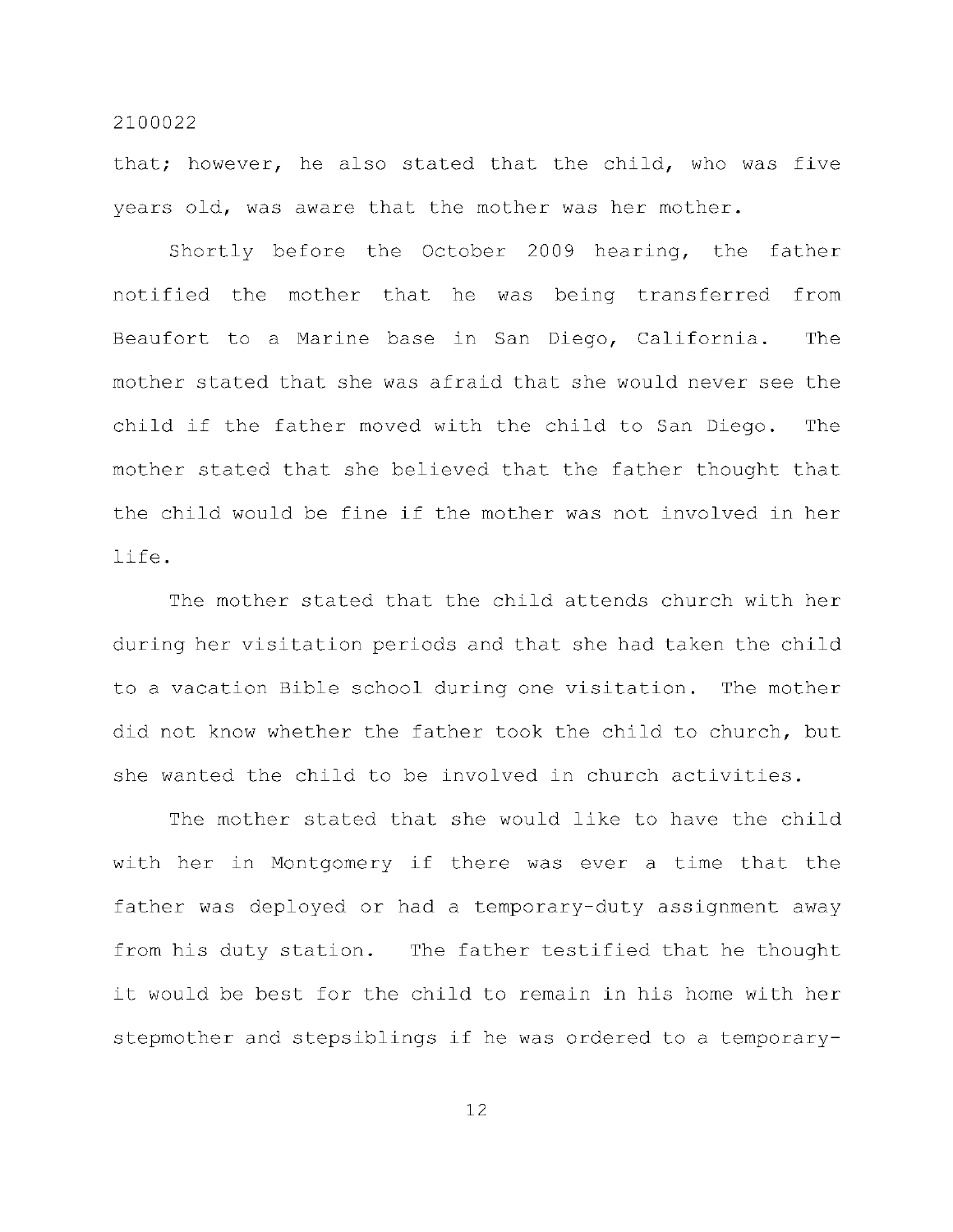that; however, he also stated that the child, who was five years old, was aware that the mother was her mother.

Shortly before the October 2009 hearing, the father notified the mother that he was being transferred from Beaufort to a Marine base in San Diego, California. The mother stated that she was afraid that she would never see the child if the father moved with the child to San Diego. The mother stated that she believed that the father thought that the child would be fine if the mother was not involved in her life.

The mother stated that the child attends church with her during her visitation periods and that she had taken the child to a vacation Bible school during one visitation. The mother did not know whether the father took the child to church, but she wanted the child to be involved in church activities.

The mother stated that she would like to have the child with her in Montgomery if there was ever a time that the father was deployed or had a temporary-duty assignment away from his duty station. The father testified that he thought it would be best for the child to remain in his home with her stepmother and stepsiblings if he was ordered to a temporary-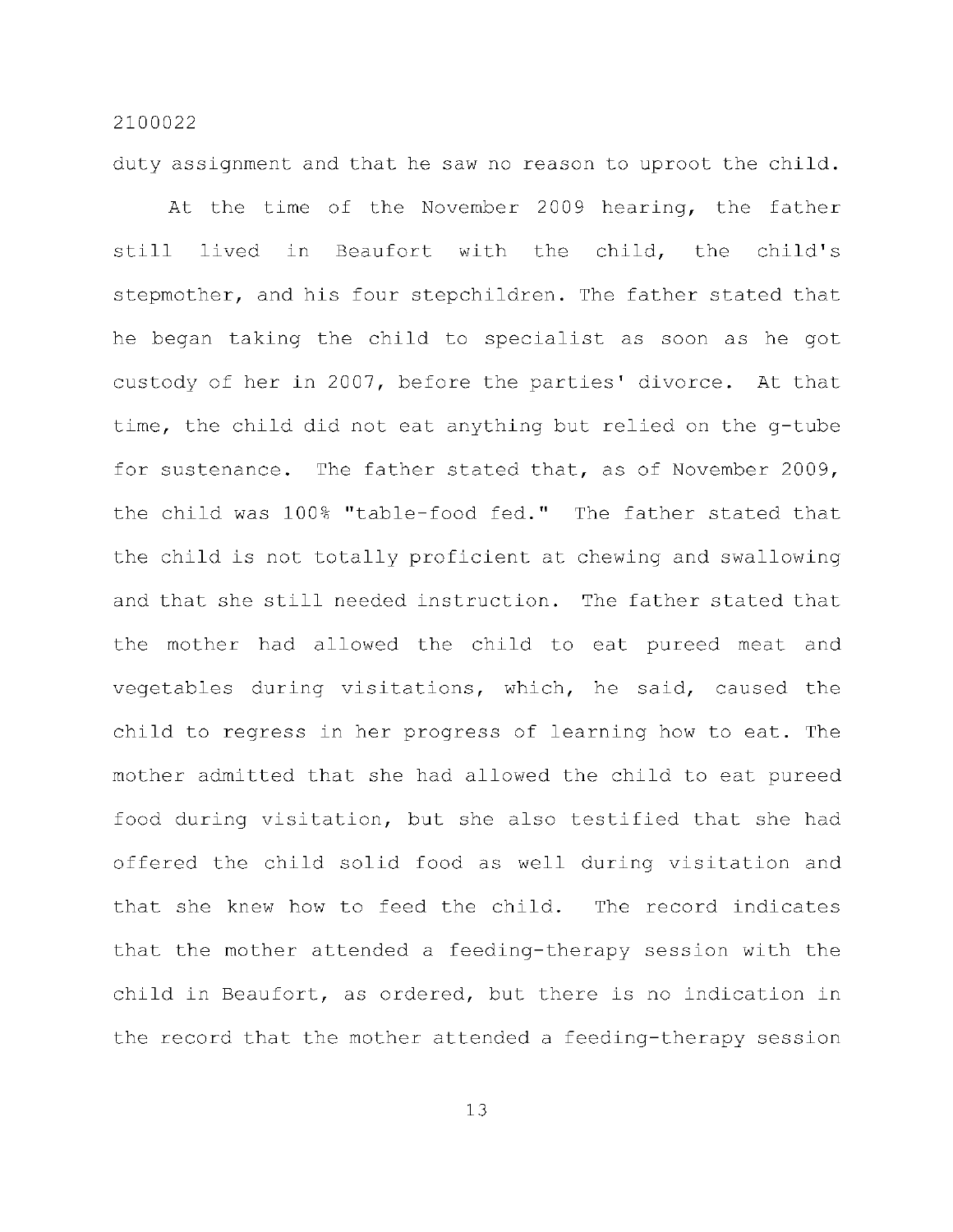duty assignment and that he saw no reason to uproot the child.

At the time of the November 2009 hearing, the father still lived in Beaufort with the child, the child's stepmother, and his four stepchildren. The father stated that he began taking the child to specialist as soon as he got custody of her in 2007, before the parties' divorce. At that time, the child did not eat anything but relied on the g-tube for sustenance. The father stated that, as of November 2009, the child was 100% "table-food fed." The father stated that the child is not totally proficient at chewing and swallowing and that she still needed instruction. The father stated that the mother had allowed the child to eat pureed meat and vegetables during visitations, which, he said, caused the child to regress in her progress of learning how to eat. The mother admitted that she had allowed the child to eat pureed food during visitation, but she also testified that she had offered the child solid food as well during visitation and that she knew how to feed the child. The record indicates that the mother attended a feeding-therapy session with the child in Beaufort, as ordered, but there is no indication in the record that the mother attended a feeding-therapy session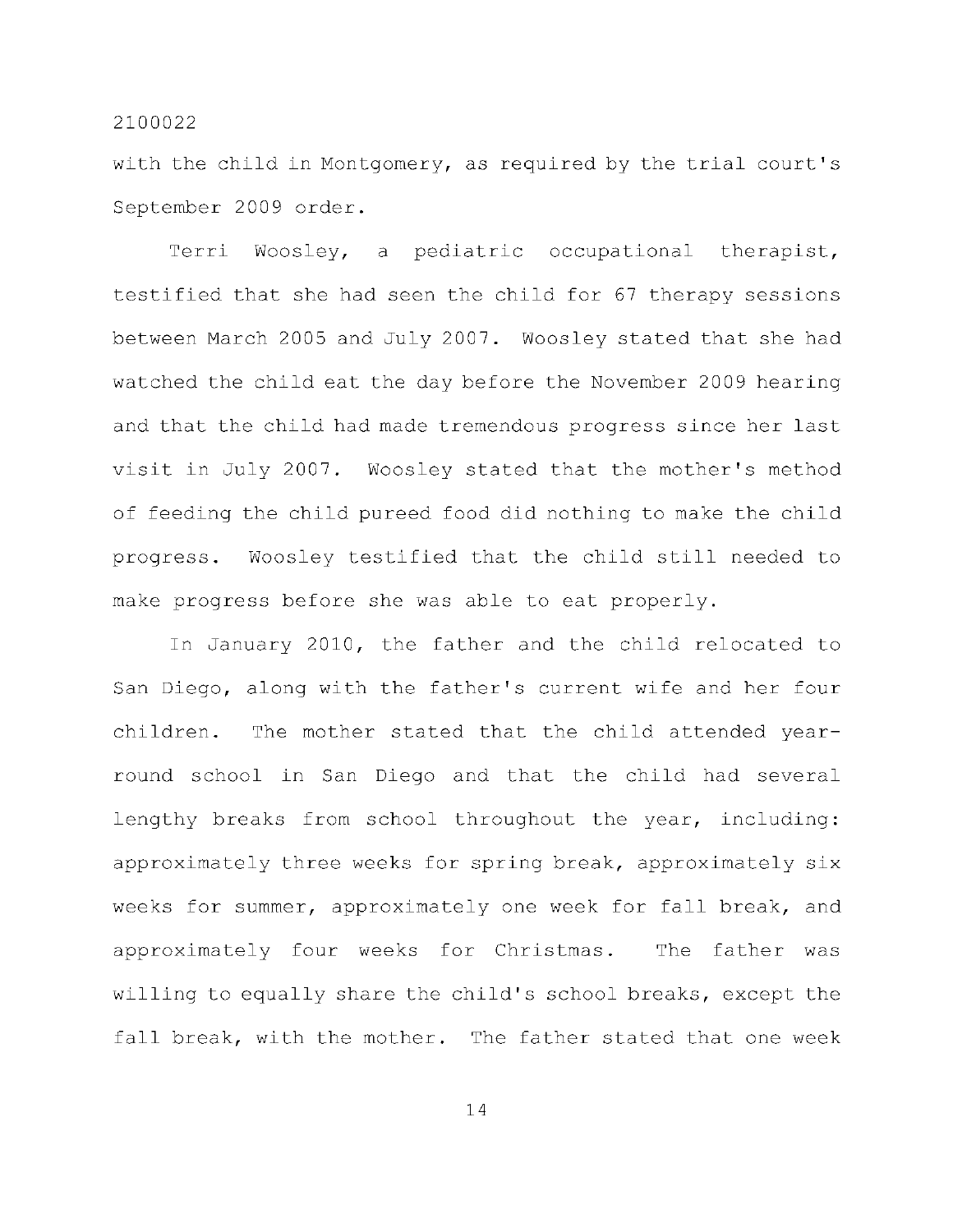with the child in Montgomery, as required by the trial court's September 2009 order.

Terri Woosley, a pediatric occupational therapist, testified that she had seen the child for 67 therapy sessions between March 2005 and July 2007. Woosley stated that she had watched the child eat the day before the November 2009 hearing and that the child had made tremendous progress since her last visit in July 2007. Woosley stated that the mother's method of feeding the child pureed food did nothing to make the child progress. Woosley testified that the child still needed to make progress before she was able to eat properly.

In January 2010, the father and the child relocated to San Diego, along with the father's current wife and her four children. The mother stated that the child attended year-round school in San Diego and that the child had several lengthy breaks from school throughout the year, including: approximately three weeks for spring break, approximately six weeks for summer, approximately one week for fall break, and approximately four weeks for Christmas. The father was willing to equally share the child's school breaks, except the fall break, with the mother. The father stated that one week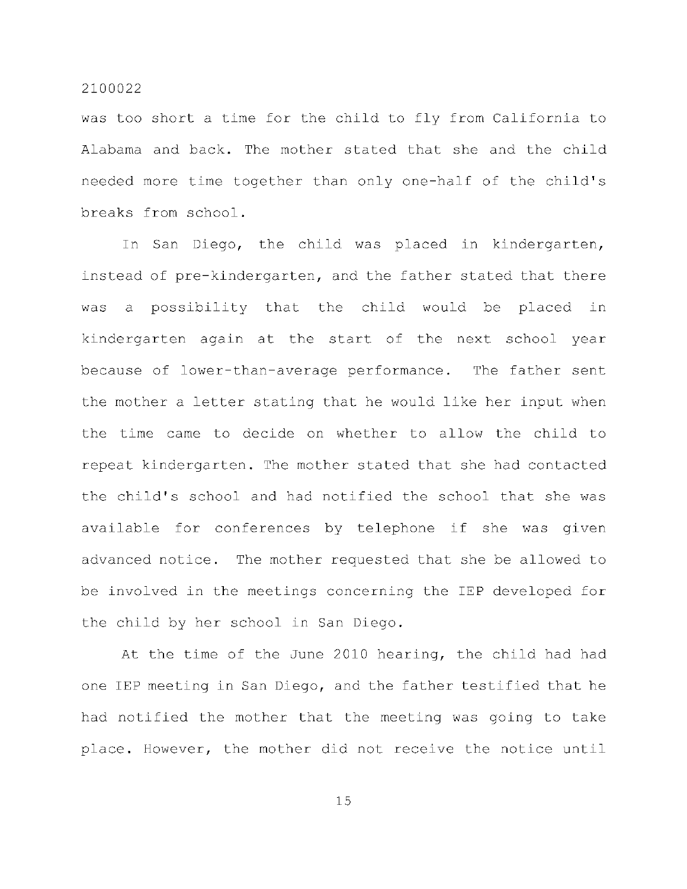was too short a time for the child to fly from California to Alabama and back. The mother stated that she and the child needed more time together than only one-half of the child's breaks from school.

In San Diego, the child was placed in kindergarten, instead of pre-kindergarten, and the father stated that there was a possibility that the child would be placed in kindergarten again at the start of the next school year because of lower-than-average performance. The father sent the mother a letter stating that he would like her input when the time came to decide on whether to allow the child to repeat kindergarten. The mother stated that she had contacted the child's school and had notified the school that she was available for conferences by telephone if she was given advanced notice. The mother requested that she be allowed to be involved in the meetings concerning the IEP developed for the child by her school in San Diego.

At the time of the June 2010 hearing, the child had had one IEP meeting in San Diego, and the father testified that he had notified the mother that the meeting was going to take place. However, the mother did not receive the notice until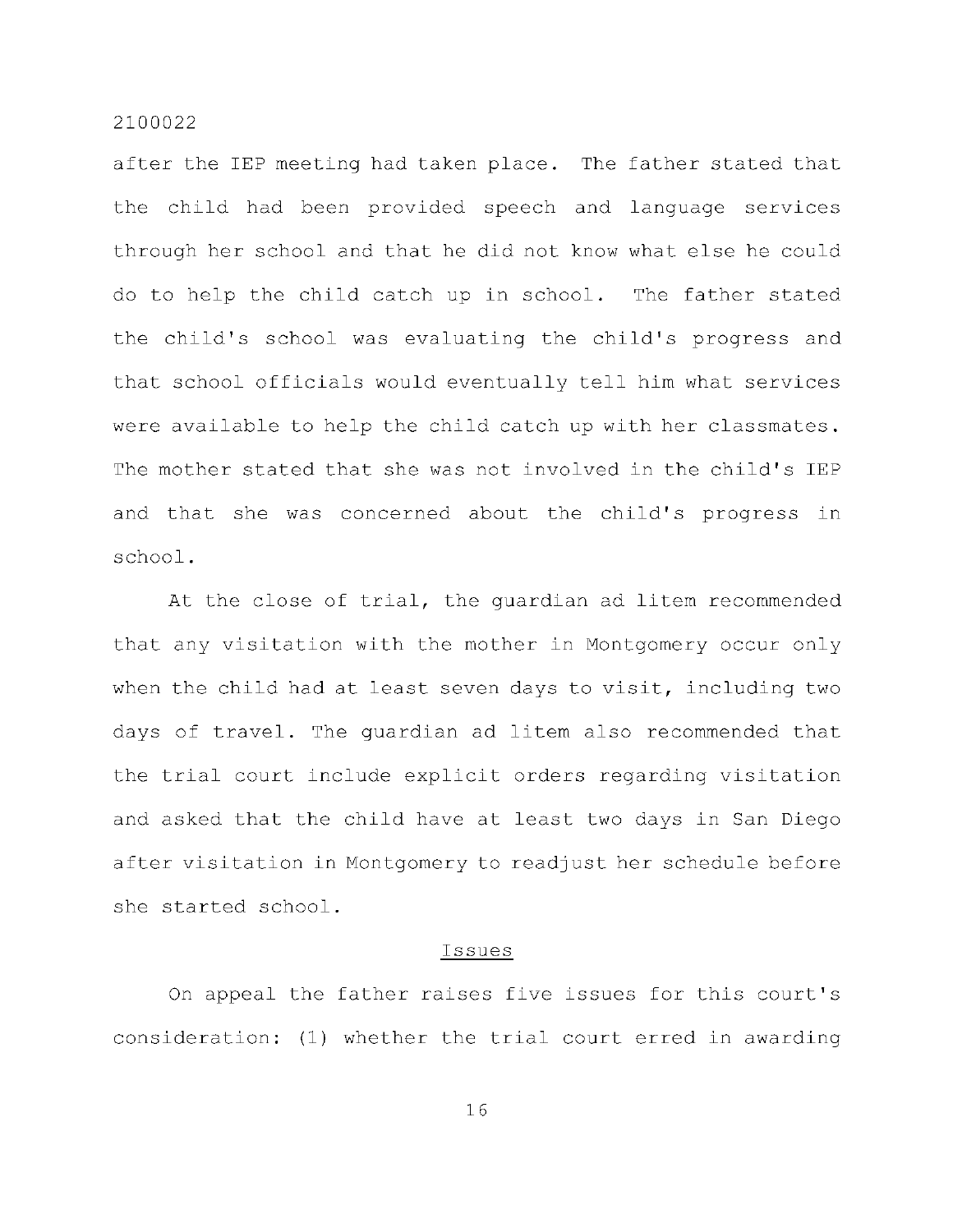after the IEP meeting had taken place. The father stated that the child had been provided speech and language services through her school and that he did not know what else he could do to help the child catch up in school. The father stated the child's school was evaluating the child's progress and that school officials would eventually tell him what services were available to help the child catch up with her classmates. The mother stated that she was not involved in the child's IEP and that she was concerned about the child's progress in school.

At the close of trial, the guardian ad litem recommended that any visitation with the mother in Montgomery occur only when the child had at least seven days to visit, including two days of travel. The guardian ad litem also recommended that the trial court include explicit orders regarding visitation and asked that the child have at least two days in San Diego after visitation in Montgomery to readjust her schedule before she started school.

## Issues

On appeal the father raises five issues for this court's consideration: (1) whether the trial court erred in awarding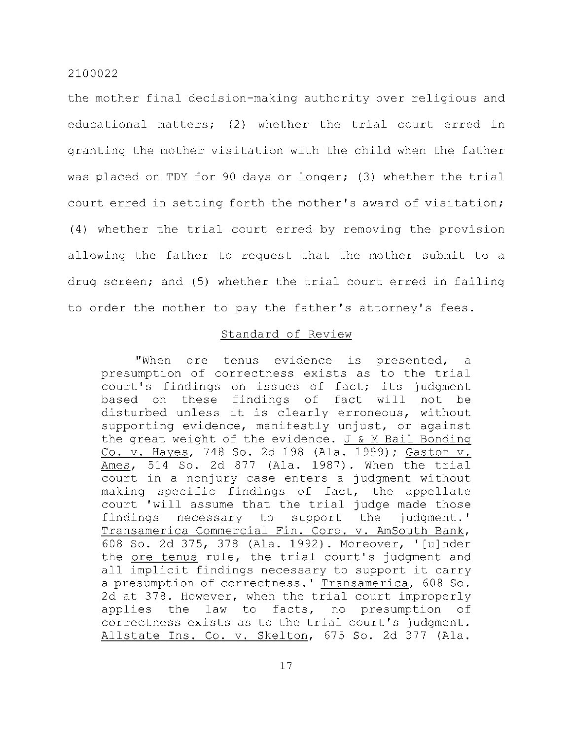the mother final decision-making authority over religious and educational matters; (2) whether the trial court erred in granting the mother visitation with the child when the father was placed on TDY for 90 days or longer; (3) whether the trial court erred in setting forth the mother's award of visitation; (4) whether the trial court erred by removing the provision allowing the father to request that the mother submit to a drug screen; and (5) whether the trial court erred in failing to order the mother to pay the father's attorney's fees.

## Standard of Review

> "When ore tenus evidence is presented, a presumption of correctness exists as to the trial court's findings on issues of fact; its judgment based on these findings of fact will not be disturbed unless it is clearly erroneous, without supporting evidence, manifestly unjust, or against the great weight of the evidence. J & M Bail Bonding Co. v. Hayes, 748 So. 2d 198 (Ala. 1999); Gaston v. Ames, 514 So. 2d 877 (Ala. 1987). When the trial court in a nonjury case enters a judgment without making specific findings of fact, the appellate court 'will assume that the trial judge made those findings necessary to support the judgment.' Transamerica Commercial Fin. Corp. v. AmSouth Bank, 608 So. 2d 375, 378 (Ala. 1992). Moreover, '[u]nder the ore tenus rule, the trial court's judgment and all implicit findings necessary to support it carry a presumption of correctness.' Transamerica, 608 So. 2d at 378. However, when the trial court improperly applies the law to facts, no presumption of correctness exists as to the trial court's judgment. Allstate Ins. Co. v. Skelton, 675 So. 2d 377 (Ala.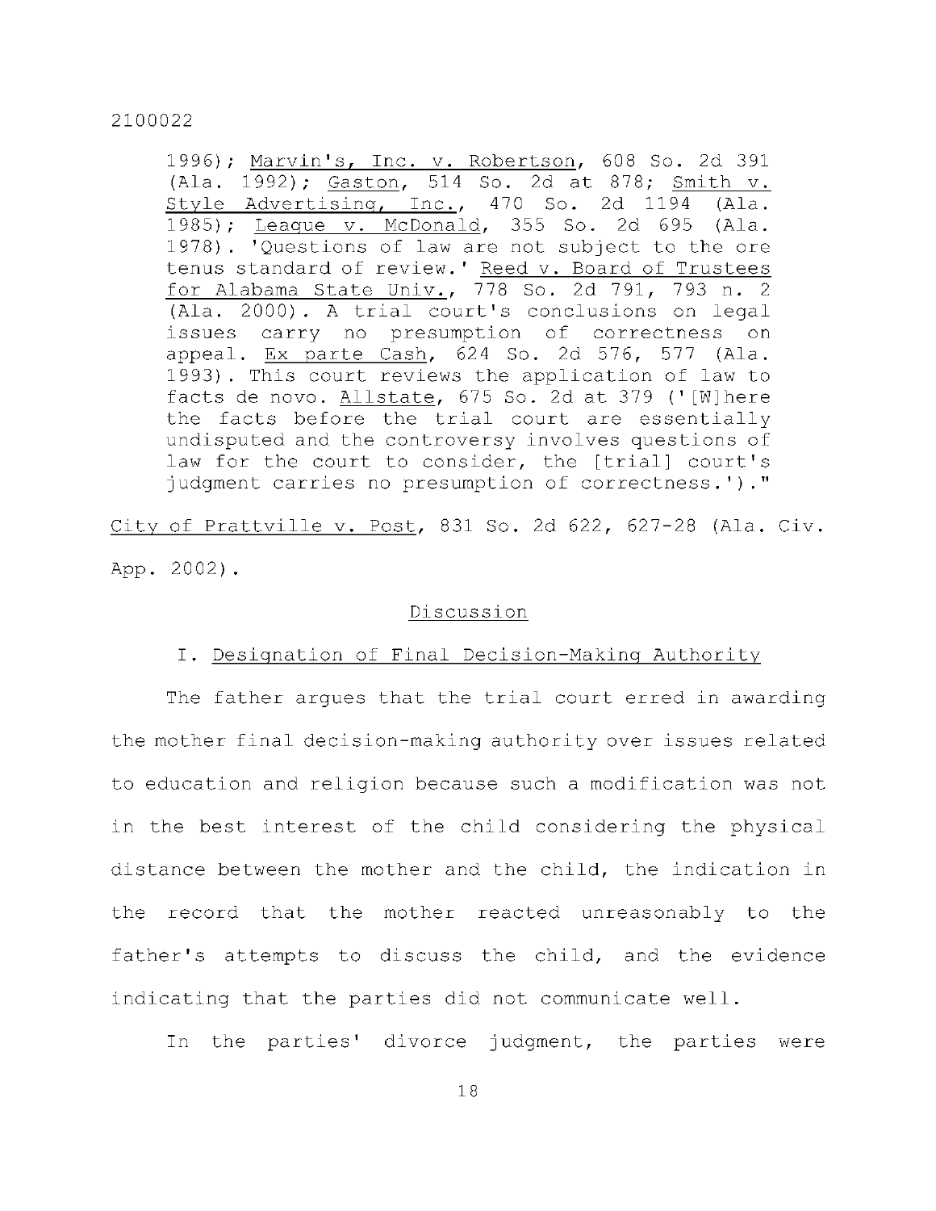1996); Marvin's, Inc. v. Robertson, 608 So. 2d 391 (Ala. 1992); Gaston, 514 So. 2d at 878; Smith v. Style Advertising, Inc., 470 So. 2d 1194 (Ala. 1985); League v. McDonald, 355 So. 2d 695 (Ala. 1978). 'Questions of law are not subject to the ore tenus standard of review.' Reed v. Board of Trustees for Alabama State Univ., 778 So. 2d 791, 793 n. 2 (Ala. 2000). A trial court's conclusions on legal issues carry no presumption of correctness on appeal. Ex parte Cash, 624 So. 2d 576, 577 (Ala. 1993). This court reviews the application of law to facts de novo. Allstate, 675 So. 2d at 379 ('[W]here the facts before the trial court are essentially undisputed and the controversy involves questions of law for the court to consider, the [trial] court's judgment carries no presumption of correctness.')."

City of Prattville v. Post, 831 So. 2d 622, 627-28 (Ala. Civ. App. 2002).

## Discussion

### I. Designation of Final Decision-Making Authority

The father argues that the trial court erred in awarding the mother final decision-making authority over issues related to education and religion because such a modification was not in the best interest of the child considering the physical distance between the mother and the child, the indication in the record that the mother reacted unreasonably to the father's attempts to discuss the child, and the evidence indicating that the parties did not communicate well.

In the parties' divorce judgment, the parties were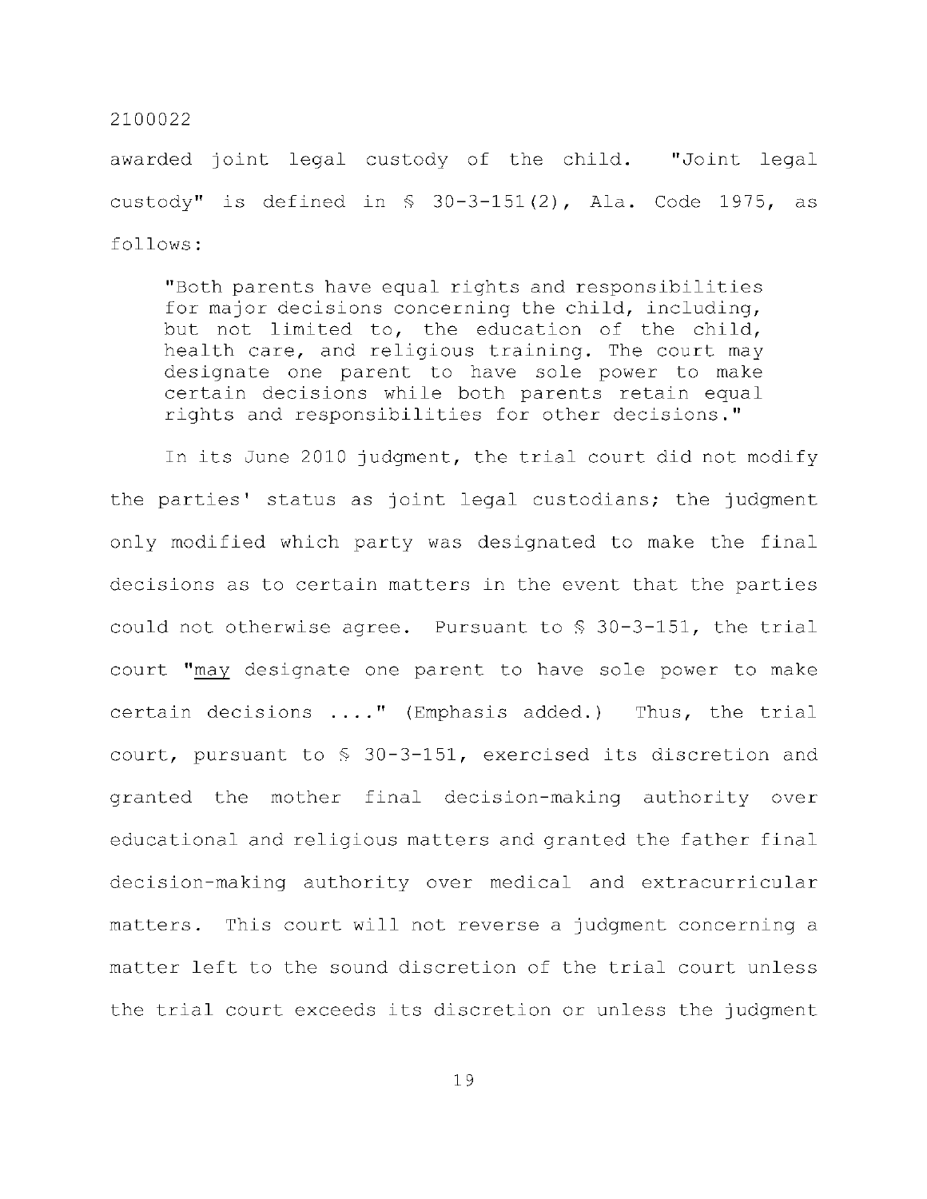awarded joint legal custody of the child. "Joint legal custody" is defined in § 30-3-151(2), Ala. Code 1975, as follows:

> "Both parents have equal rights and responsibilities for major decisions concerning the child, including, but not limited to, the education of the child, health care, and religious training. The court may designate one parent to have sole power to make certain decisions while both parents retain equal rights and responsibilities for other decisions."

In its June 2010 judgment, the trial court did not modify the parties' status as joint legal custodians; the judgment only modified which party was designated to make the final decisions as to certain matters in the event that the parties could not otherwise agree. Pursuant to § 30-3-151, the trial court "may designate one parent to have sole power to make certain decisions ...." (Emphasis added.) Thus, the trial court, pursuant to § 30-3-151, exercised its discretion and granted the mother final decision-making authority over educational and religious matters and granted the father final decision-making authority over medical and extracurricular matters. This court will not reverse a judgment concerning a matter left to the sound discretion of the trial court unless the trial court exceeds its discretion or unless the judgment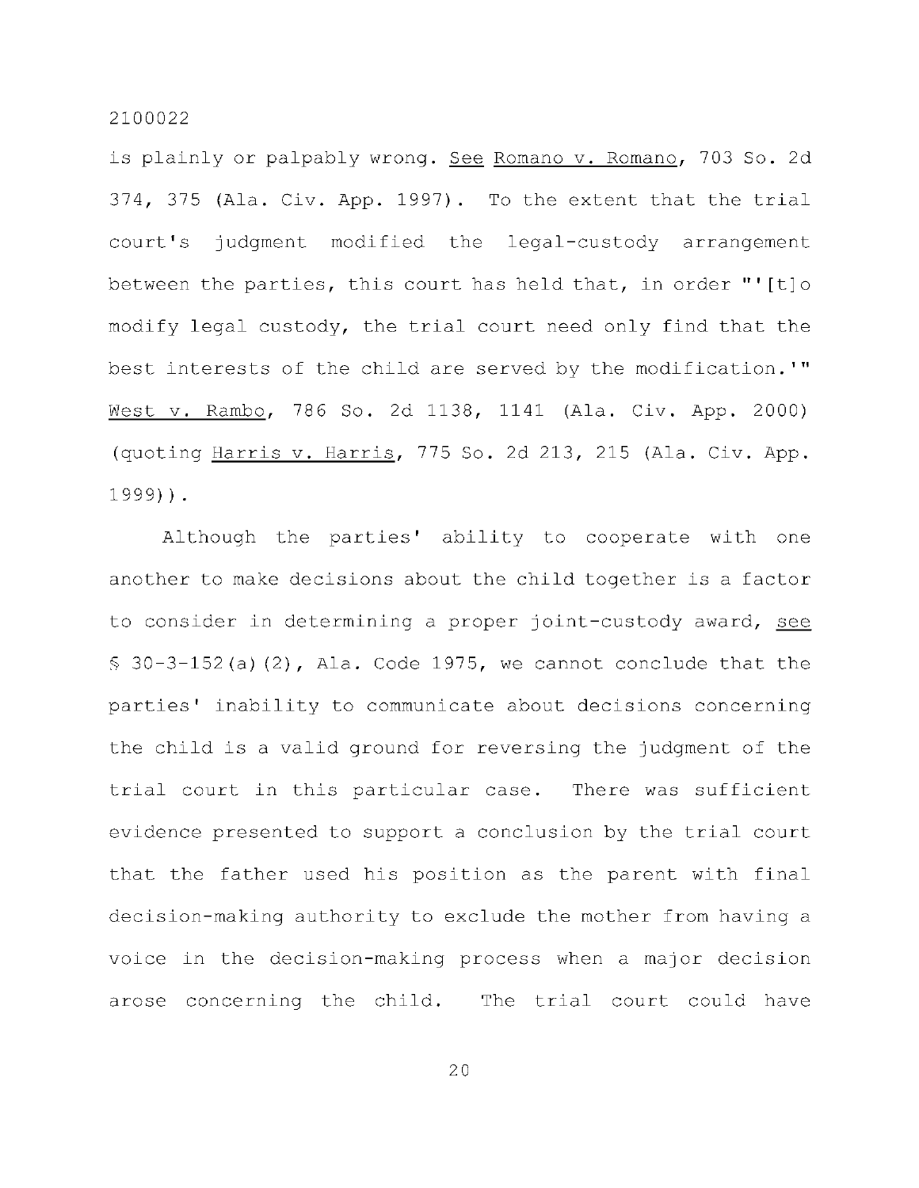is plainly or palpably wrong. See Romano v. Romano, 703 So. 2d 374, 375 (Ala. Civ. App. 1997). To the extent that the trial court's judgment modified the legal-custody arrangement between the parties, this court has held that, in order "'[t]o modify legal custody, the trial court need only find that the best interests of the child are served by the modification.'" West v. Rambo, 786 So. 2d 1138, 1141 (Ala. Civ. App. 2000) (quoting Harris v. Harris, 775 So. 2d 213, 215 (Ala. Civ. App. 1999)).

Although the parties' ability to cooperate with one another to make decisions about the child together is a factor to consider in determining a proper joint-custody award, see § 30-3-152(a)(2), Ala. Code 1975, we cannot conclude that the parties' inability to communicate about decisions concerning the child is a valid ground for reversing the judgment of the trial court in this particular case. There was sufficient evidence presented to support a conclusion by the trial court that the father used his position as the parent with final decision-making authority to exclude the mother from having a voice in the decision-making process when a major decision arose concerning the child. The trial court could have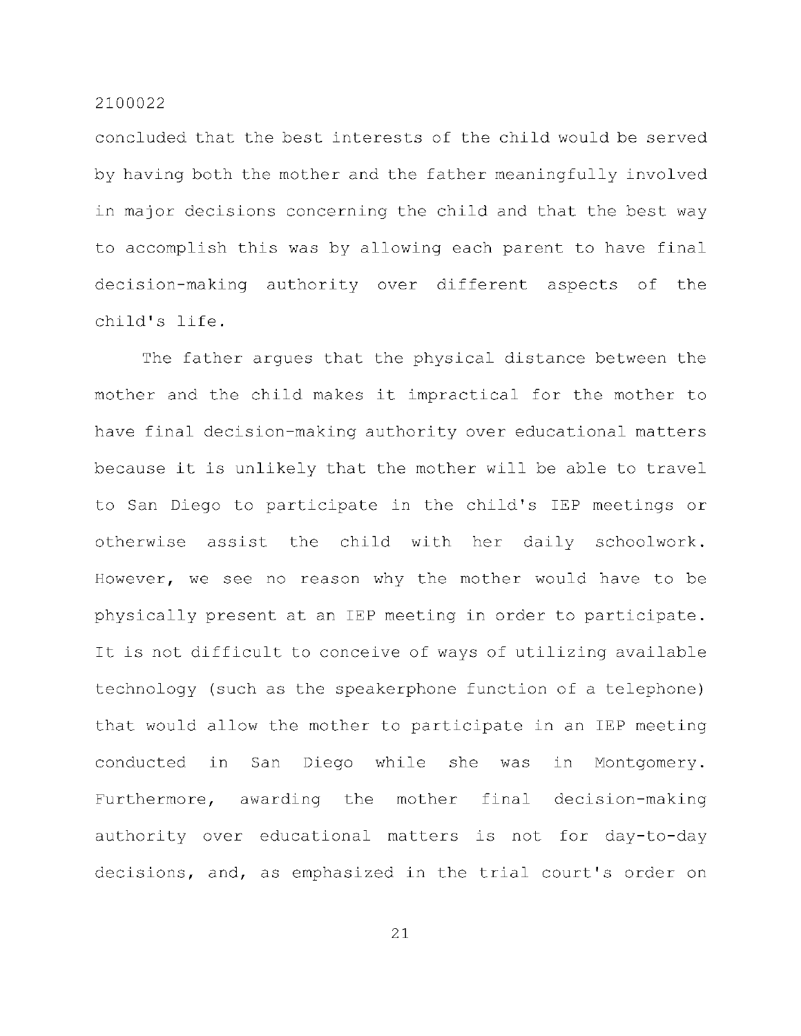concluded that the best interests of the child would be served by having both the mother and the father meaningfully involved in major decisions concerning the child and that the best way to accomplish this was by allowing each parent to have final decision-making authority over different aspects of the child's life.

The father argues that the physical distance between the mother and the child makes it impractical for the mother to have final decision-making authority over educational matters because it is unlikely that the mother will be able to travel to San Diego to participate in the child's IEP meetings or otherwise assist the child with her daily schoolwork. However, we see no reason why the mother would have to be physically present at an IEP meeting in order to participate. It is not difficult to conceive of ways of utilizing available technology (such as the speakerphone function of a telephone) that would allow the mother to participate in an IEP meeting conducted in San Diego while she was in Montgomery. Furthermore, awarding the mother final decision-making authority over educational matters is not for day-to-day decisions, and, as emphasized in the trial court's order on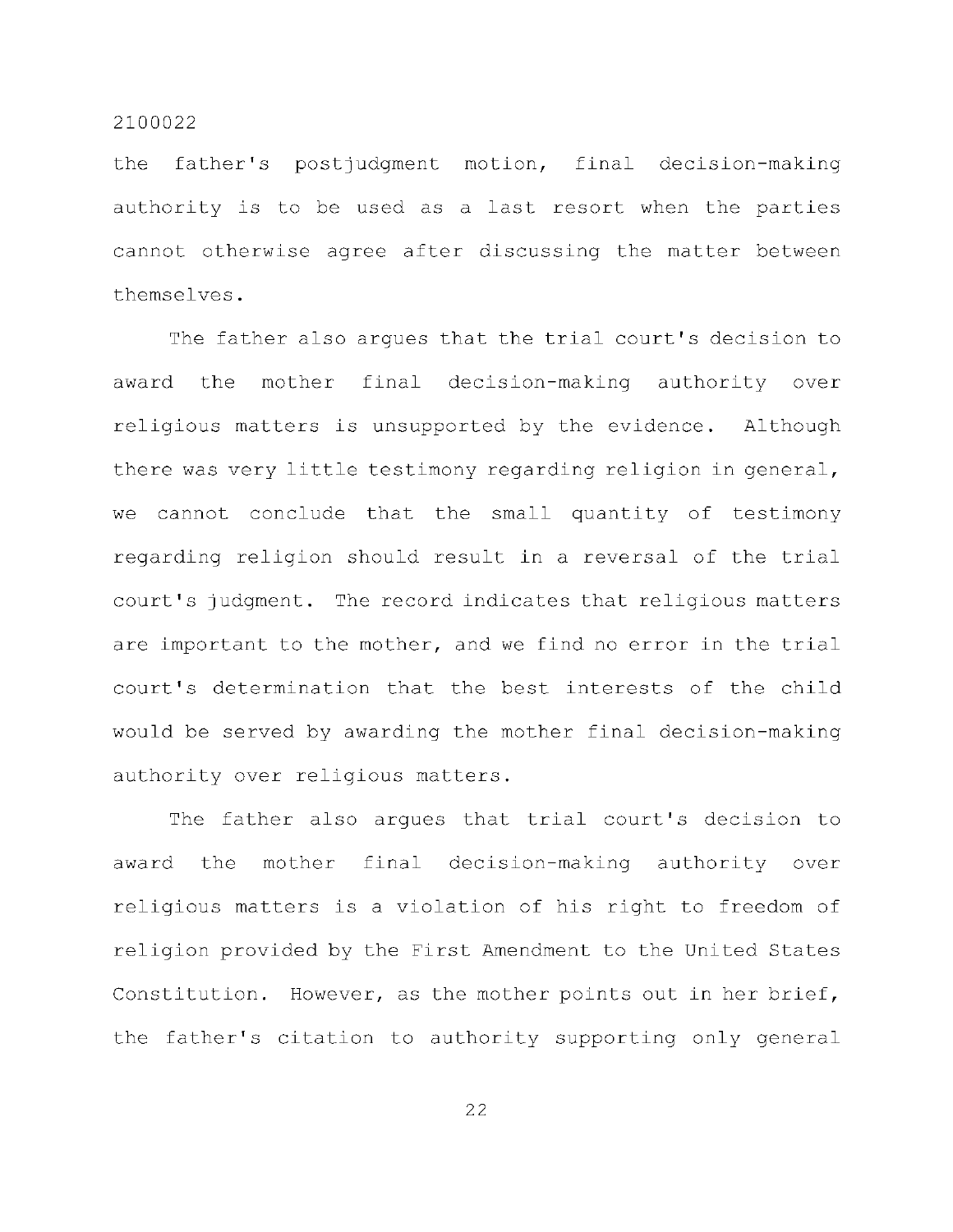the father's postjudgment motion, final decision-making authority is to be used as a last resort when the parties cannot otherwise agree after discussing the matter between themselves.

The father also argues that the trial court's decision to award the mother final decision-making authority over religious matters is unsupported by the evidence. Although there was very little testimony regarding religion in general, we cannot conclude that the small quantity of testimony regarding religion should result in a reversal of the trial court's judgment. The record indicates that religious matters are important to the mother, and we find no error in the trial court's determination that the best interests of the child would be served by awarding the mother final decision-making authority over religious matters.

The father also argues that trial court's decision to award the mother final decision-making authority over religious matters is a violation of his right to freedom of religion provided by the First Amendment to the United States Constitution. However, as the mother points out in her brief, the father's citation to authority supporting only general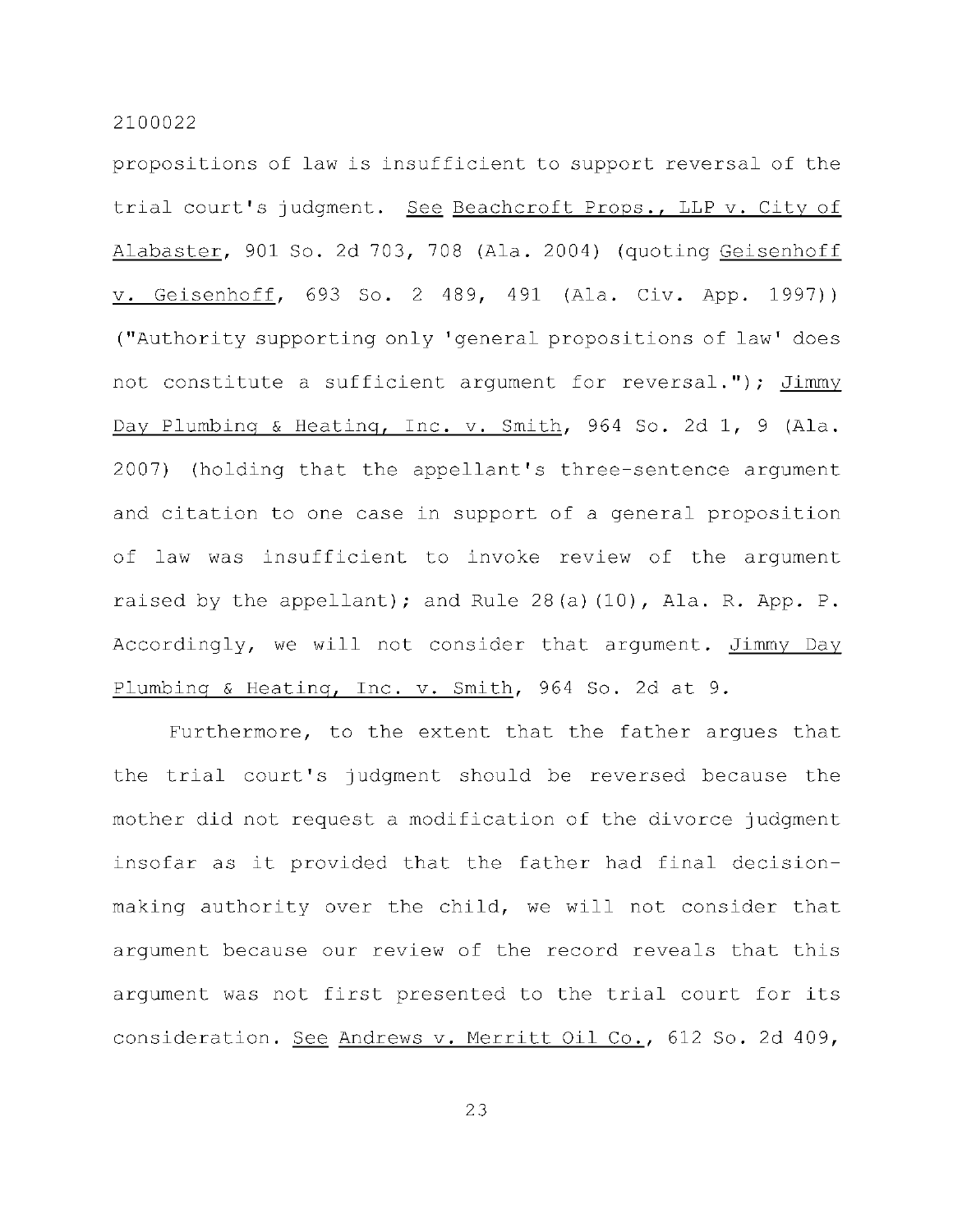propositions of law is insufficient to support reversal of the trial court's judgment. See Beachcroft Props., LLP v. City of Alabaster, 901 So. 2d 703, 708 (Ala. 2004) (quoting Geisenhoff v. Geisenhoff, 693 So. 2 489, 491 (Ala. Civ. App. 1997)) ("Authority supporting only 'general propositions of law' does not constitute a sufficient argument for reversal."); Jimmy Day Plumbing & Heating, Inc. v. Smith, 964 So. 2d 1, 9 (Ala. 2007) (holding that the appellant's three-sentence argument and citation to one case in support of a general proposition of law was insufficient to invoke review of the argument raised by the appellant); and Rule 28(a)(10), Ala. R. App. P. Accordingly, we will not consider that argument. Jimmy Day Plumbing & Heating, Inc. v. Smith, 964 So. 2d at 9.

Furthermore, to the extent that the father argues that the trial court's judgment should be reversed because the mother did not request a modification of the divorce judgment insofar as it provided that the father had final decision-making authority over the child, we will not consider that argument because our review of the record reveals that this argument was not first presented to the trial court for its consideration. See Andrews v. Merritt Oil Co., 612 So. 2d 409,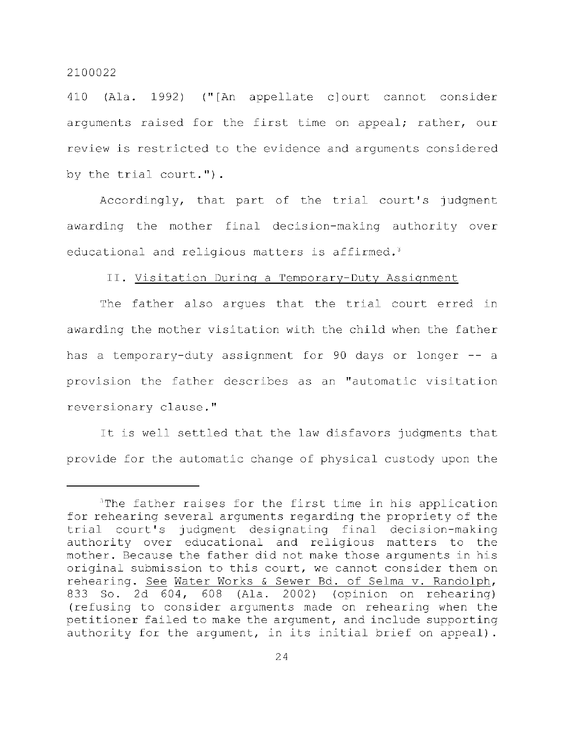410 (Ala. 1992) ("[An appellate c]ourt cannot consider arguments raised for the first time on appeal; rather, our review is restricted to the evidence and arguments considered by the trial court.").

Accordingly, that part of the trial court's judgment awarding the mother final decision-making authority over educational and religious matters is affirmed.[3]

II. Visitation During a Temporary-Duty Assignment

The father also argues that the trial court erred in awarding the mother visitation with the child when the father has a temporary-duty assignment for 90 days or longer -- a provision the father describes as an "automatic visitation reversionary clause."

It is well settled that the law disfavors judgments that provide for the automatic change of physical custody upon the

---

[3]The father raises for the first time in his application for rehearing several arguments regarding the propriety of the trial court's judgment designating final decision-making authority over educational and religious matters to the mother. Because the father did not make those arguments in his original submission to this court, we cannot consider them on rehearing. See Water Works & Sewer Bd. of Selma v. Randolph, 833 So. 2d 604, 608 (Ala. 2002) (opinion on rehearing) (refusing to consider arguments made on rehearing when the petitioner failed to make the argument, and include supporting authority for the argument, in its initial brief on appeal).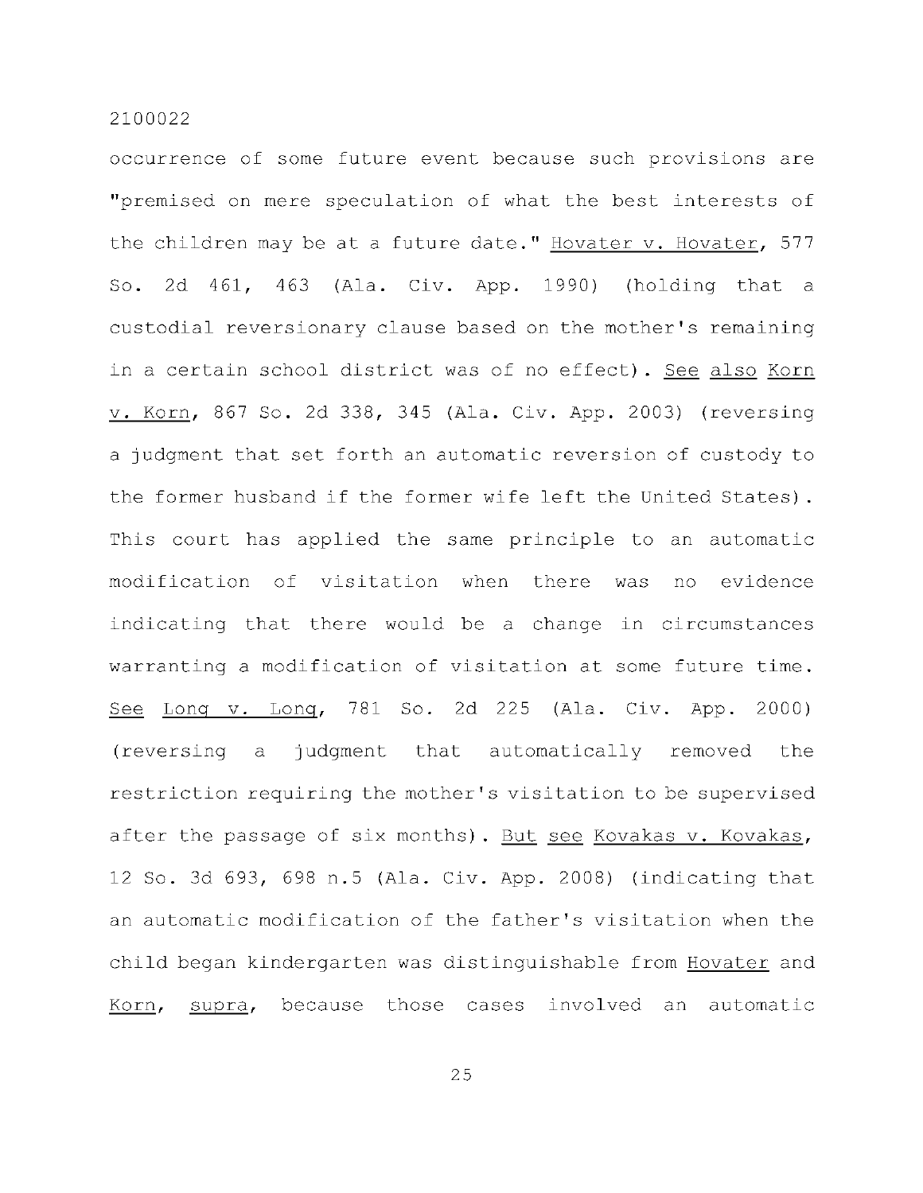occurrence of some future event because such provisions are "premised on mere speculation of what the best interests of the children may be at a future date." Hovater v. Hovater, 577 So. 2d 461, 463 (Ala. Civ. App. 1990) (holding that a custodial reversionary clause based on the mother's remaining in a certain school district was of no effect). See also Korn v. Korn, 867 So. 2d 338, 345 (Ala. Civ. App. 2003) (reversing a judgment that set forth an automatic reversion of custody to the former husband if the former wife left the United States). This court has applied the same principle to an automatic modification of visitation when there was no evidence indicating that there would be a change in circumstances warranting a modification of visitation at some future time. See Long v. Long, 781 So. 2d 225 (Ala. Civ. App. 2000) (reversing a judgment that automatically removed the restriction requiring the mother's visitation to be supervised after the passage of six months). But see Kovakas v. Kovakas, 12 So. 3d 693, 698 n.5 (Ala. Civ. App. 2008) (indicating that an automatic modification of the father's visitation when the child began kindergarten was distinguishable from Hovater and Korn, supra, because those cases involved an automatic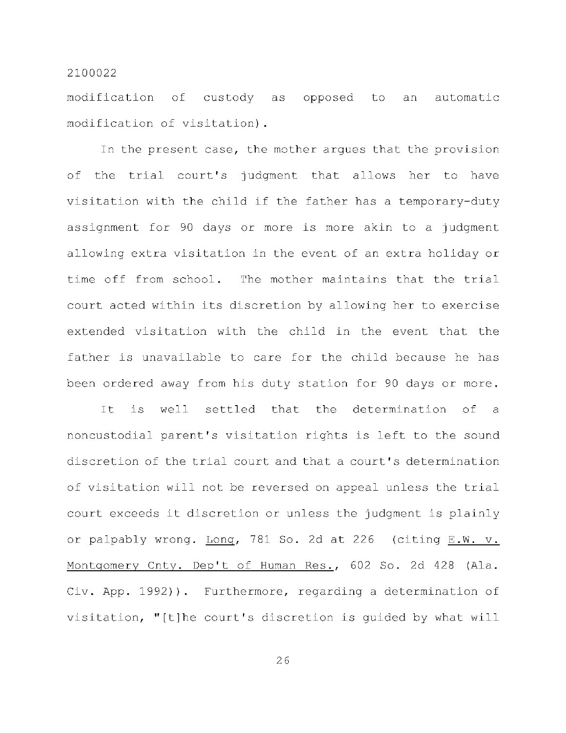modification of custody as opposed to an automatic modification of visitation).

In the present case, the mother argues that the provision of the trial court's judgment that allows her to have visitation with the child if the father has a temporary-duty assignment for 90 days or more is more akin to a judgment allowing extra visitation in the event of an extra holiday or time off from school. The mother maintains that the trial court acted within its discretion by allowing her to exercise extended visitation with the child in the event that the father is unavailable to care for the child because he has been ordered away from his duty station for 90 days or more.

It is well settled that the determination of a noncustodial parent's visitation rights is left to the sound discretion of the trial court and that a court's determination of visitation will not be reversed on appeal unless the trial court exceeds it discretion or unless the judgment is plainly or palpably wrong. Long, 781 So. 2d at 226 (citing E.W. v. Montgomery Cnty. Dep't of Human Res., 602 So. 2d 428 (Ala. Civ. App. 1992)). Furthermore, regarding a determination of visitation, "[t]he court's discretion is guided by what will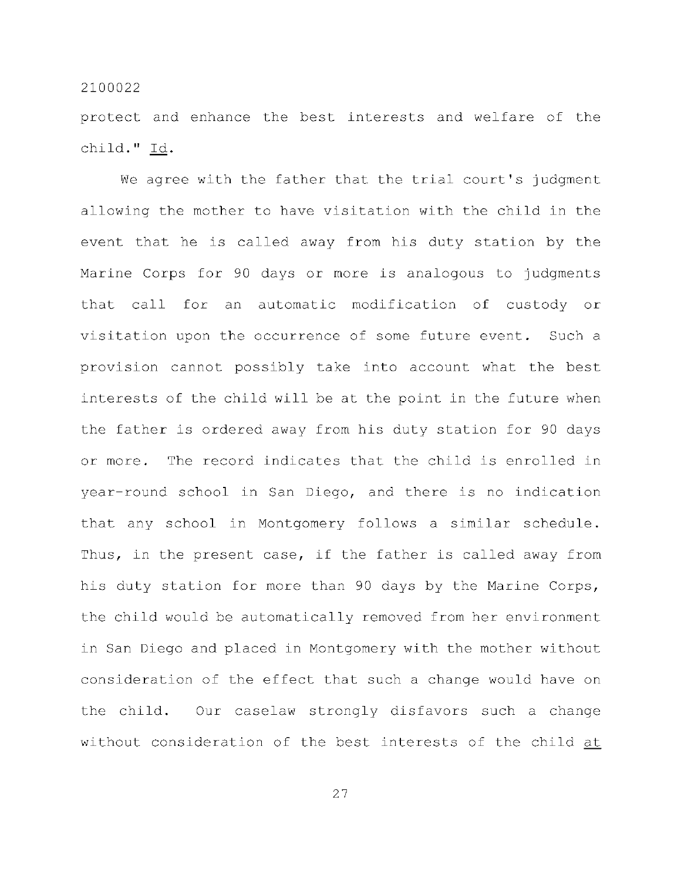protect and enhance the best interests and welfare of the child." Id.

We agree with the father that the trial court's judgment allowing the mother to have visitation with the child in the event that he is called away from his duty station by the Marine Corps for 90 days or more is analogous to judgments that call for an automatic modification of custody or visitation upon the occurrence of some future event. Such a provision cannot possibly take into account what the best interests of the child will be at the point in the future when the father is ordered away from his duty station for 90 days or more. The record indicates that the child is enrolled in year-round school in San Diego, and there is no indication that any school in Montgomery follows a similar schedule. Thus, in the present case, if the father is called away from his duty station for more than 90 days by the Marine Corps, the child would be automatically removed from her environment in San Diego and placed in Montgomery with the mother without consideration of the effect that such a change would have on the child. Our caselaw strongly disfavors such a change without consideration of the best interests of the child at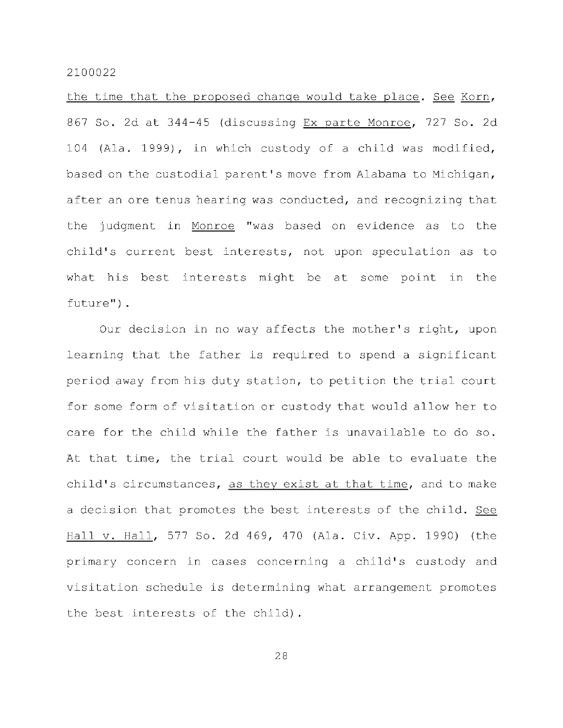the time that the proposed change would take place. See Korn, 867 So. 2d at 344-45 (discussing Ex parte Monroe, 727 So. 2d 104 (Ala. 1999), in which custody of a child was modified, based on the custodial parent's move from Alabama to Michigan, after an ore tenus hearing was conducted, and recognizing that the judgment in Monroe "was based on evidence as to the child's current best interests, not upon speculation as to what his best interests might be at some point in the future").

Our decision in no way affects the mother's right, upon learning that the father is required to spend a significant period away from his duty station, to petition the trial court for some form of visitation or custody that would allow her to care for the child while the father is unavailable to do so. At that time, the trial court would be able to evaluate the child's circumstances, as they exist at that time, and to make a decision that promotes the best interests of the child. See Hall v. Hall, 577 So. 2d 469, 470 (Ala. Civ. App. 1990) (the primary concern in cases concerning a child's custody and visitation schedule is determining what arrangement promotes the best interests of the child).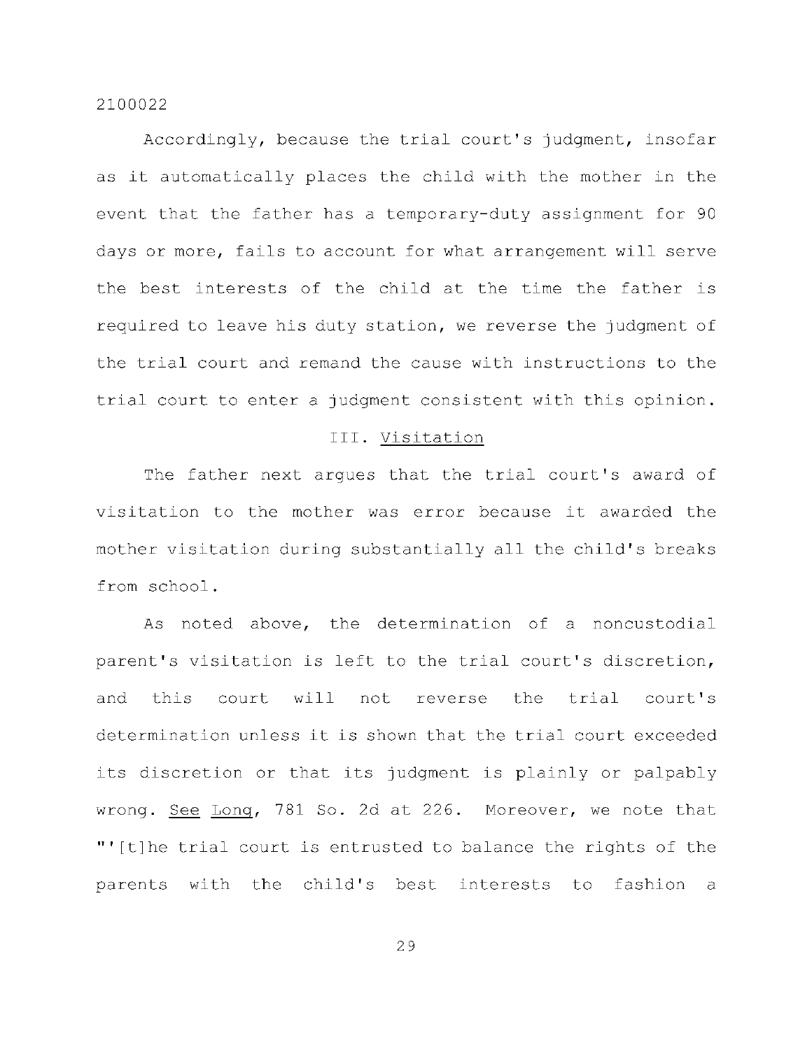Accordingly, because the trial court's judgment, insofar as it automatically places the child with the mother in the event that the father has a temporary-duty assignment for 90 days or more, fails to account for what arrangement will serve the best interests of the child at the time the father is required to leave his duty station, we reverse the judgment of the trial court and remand the cause with instructions to the trial court to enter a judgment consistent with this opinion.

### III. Visitation

The father next argues that the trial court's award of visitation to the mother was error because it awarded the mother visitation during substantially all the child's breaks from school.

As noted above, the determination of a noncustodial parent's visitation is left to the trial court's discretion, and this court will not reverse the trial court's determination unless it is shown that the trial court exceeded its discretion or that its judgment is plainly or palpably wrong. See Long, 781 So. 2d at 226. Moreover, we note that "'[t]he trial court is entrusted to balance the rights of the parents with the child's best interests to fashion a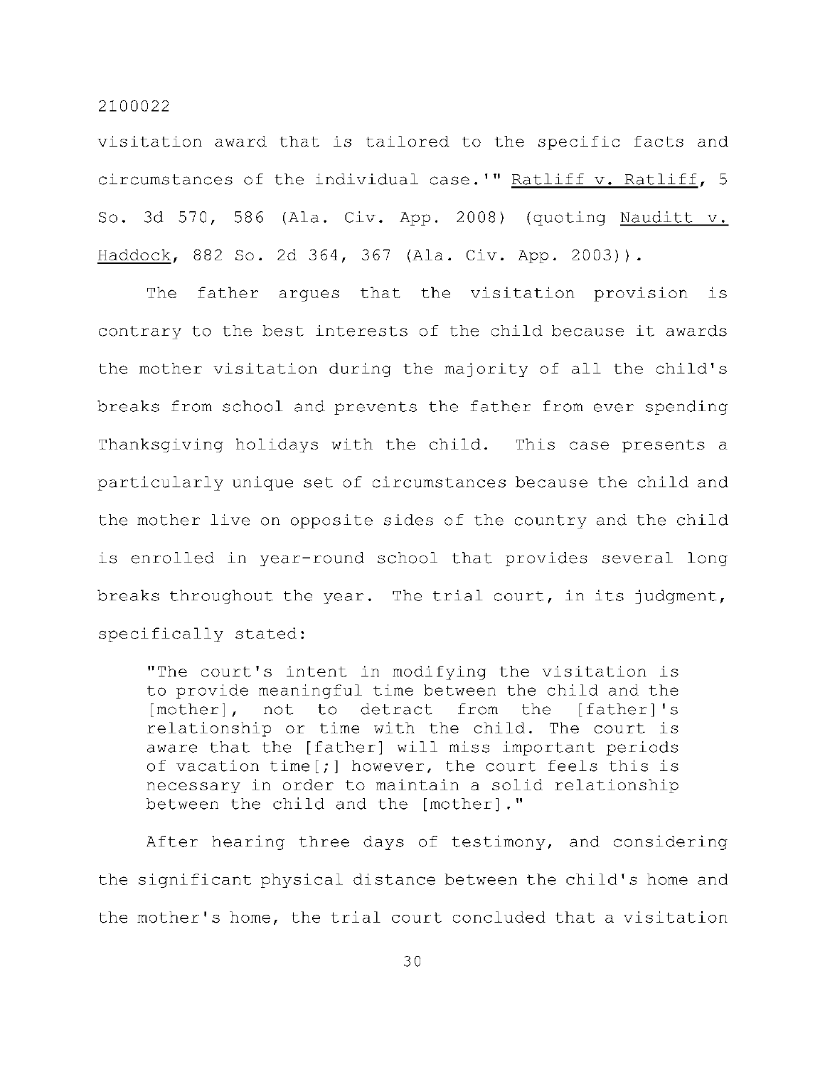visitation award that is tailored to the specific facts and circumstances of the individual case.'" Ratliff v. Ratliff, 5 So. 3d 570, 586 (Ala. Civ. App. 2008) (quoting Nauditt v. Haddock, 882 So. 2d 364, 367 (Ala. Civ. App. 2003)).

The father argues that the visitation provision is contrary to the best interests of the child because it awards the mother visitation during the majority of all the child's breaks from school and prevents the father from ever spending Thanksgiving holidays with the child. This case presents a particularly unique set of circumstances because the child and the mother live on opposite sides of the country and the child is enrolled in year-round school that provides several long breaks throughout the year. The trial court, in its judgment, specifically stated:

> "The court's intent in modifying the visitation is to provide meaningful time between the child and the [mother], not to detract from the [father]'s relationship or time with the child. The court is aware that the [father] will miss important periods of vacation time[;] however, the court feels this is necessary in order to maintain a solid relationship between the child and the [mother]."

After hearing three days of testimony, and considering the significant physical distance between the child's home and the mother's home, the trial court concluded that a visitation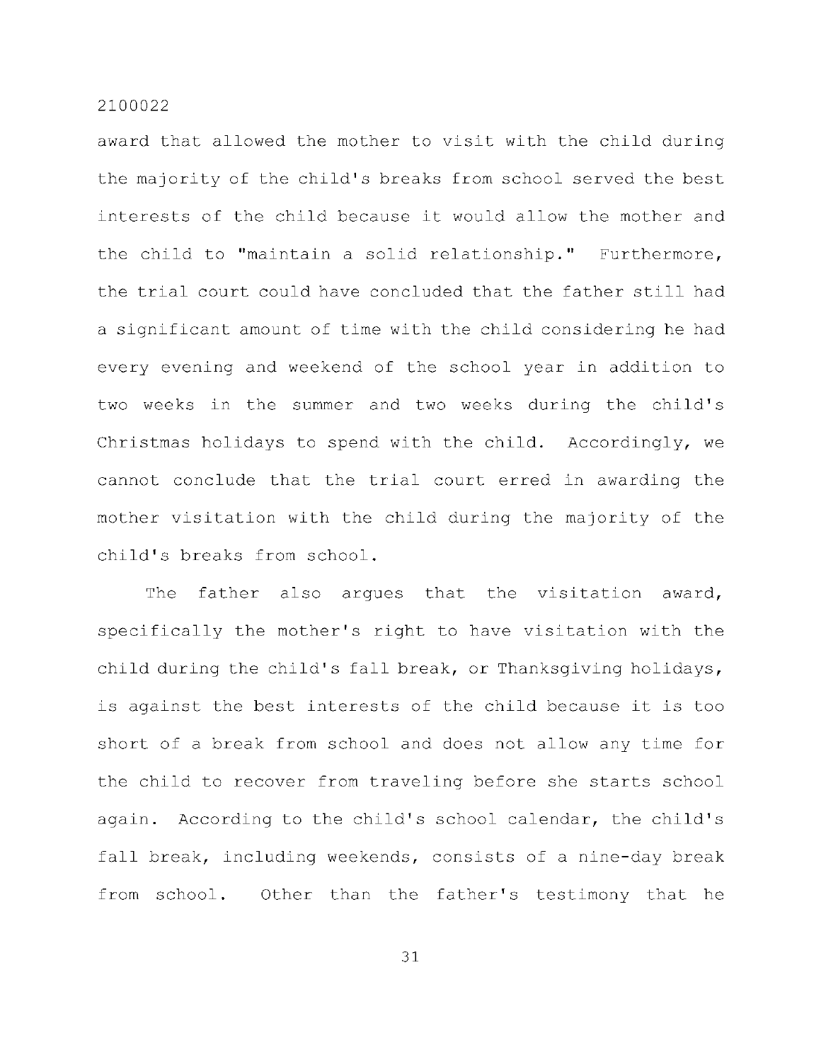award that allowed the mother to visit with the child during the majority of the child's breaks from school served the best interests of the child because it would allow the mother and the child to "maintain a solid relationship." Furthermore, the trial court could have concluded that the father still had a significant amount of time with the child considering he had every evening and weekend of the school year in addition to two weeks in the summer and two weeks during the child's Christmas holidays to spend with the child. Accordingly, we cannot conclude that the trial court erred in awarding the mother visitation with the child during the majority of the child's breaks from school.

The father also argues that the visitation award, specifically the mother's right to have visitation with the child during the child's fall break, or Thanksgiving holidays, is against the best interests of the child because it is too short of a break from school and does not allow any time for the child to recover from traveling before she starts school again. According to the child's school calendar, the child's fall break, including weekends, consists of a nine-day break from school. Other than the father's testimony that he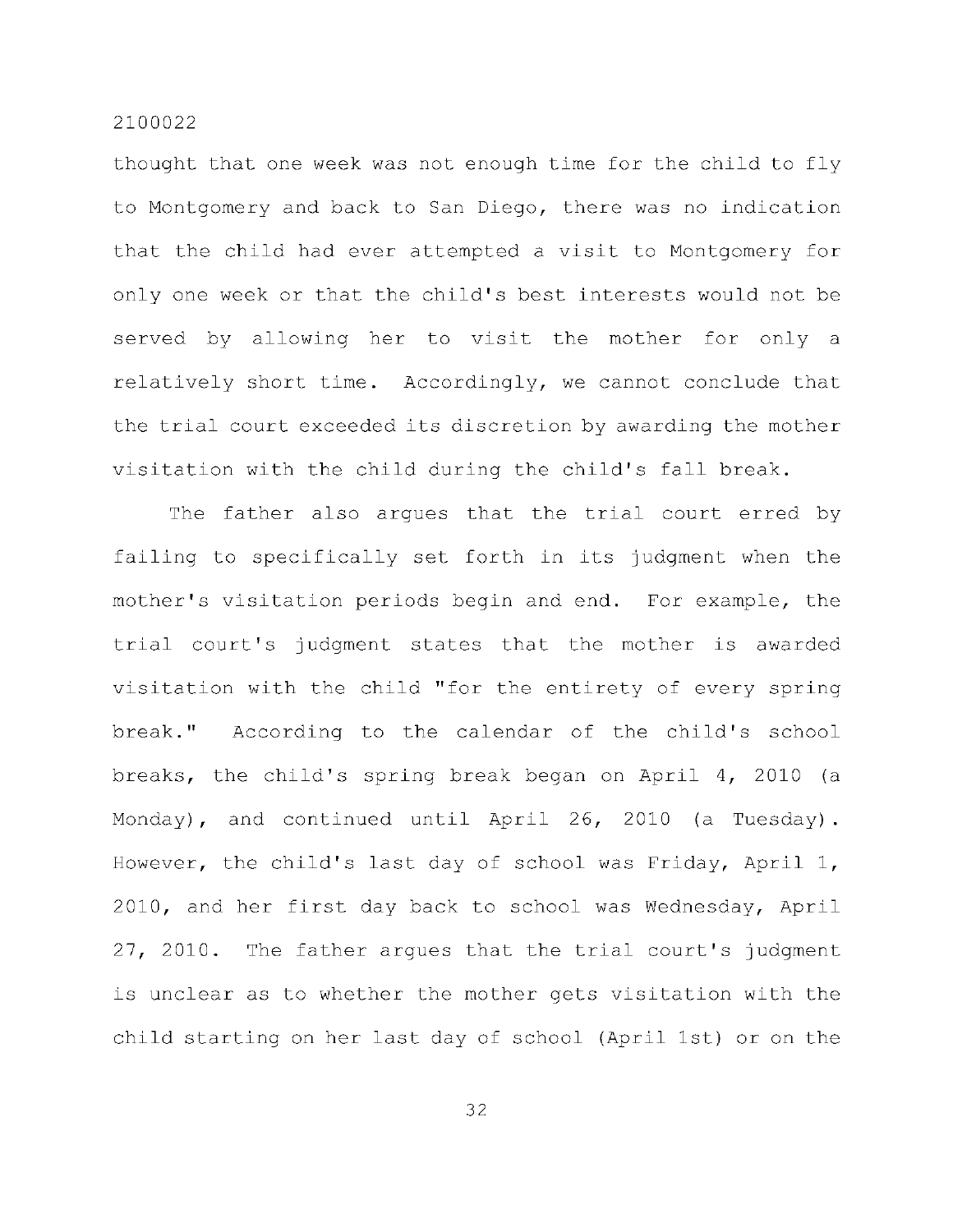thought that one week was not enough time for the child to fly to Montgomery and back to San Diego, there was no indication that the child had ever attempted a visit to Montgomery for only one week or that the child's best interests would not be served by allowing her to visit the mother for only a relatively short time. Accordingly, we cannot conclude that the trial court exceeded its discretion by awarding the mother visitation with the child during the child's fall break.

The father also argues that the trial court erred by failing to specifically set forth in its judgment when the mother's visitation periods begin and end. For example, the trial court's judgment states that the mother is awarded visitation with the child "for the entirety of every spring break." According to the calendar of the child's school breaks, the child's spring break began on April 4, 2010 (a Monday), and continued until April 26, 2010 (a Tuesday). However, the child's last day of school was Friday, April 1, 2010, and her first day back to school was Wednesday, April 27, 2010. The father argues that the trial court's judgment is unclear as to whether the mother gets visitation with the child starting on her last day of school (April 1st) or on the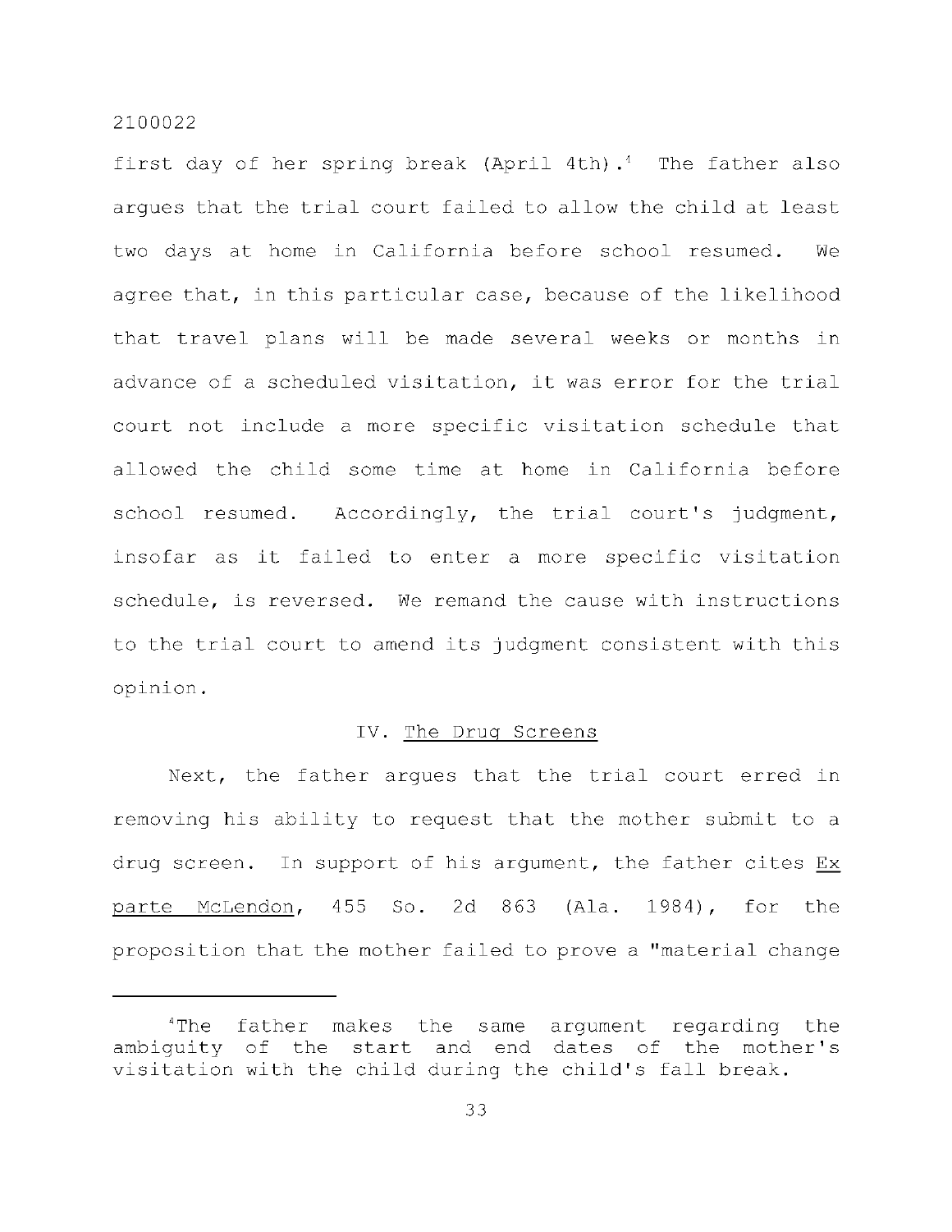first day of her spring break (April 4th).[4] The father also argues that the trial court failed to allow the child at least two days at home in California before school resumed. We agree that, in this particular case, because of the likelihood that travel plans will be made several weeks or months in advance of a scheduled visitation, it was error for the trial court not include a more specific visitation schedule that allowed the child some time at home in California before school resumed. Accordingly, the trial court's judgment, insofar as it failed to enter a more specific visitation schedule, is reversed. We remand the cause with instructions to the trial court to amend its judgment consistent with this opinion.

## IV. The Drug Screens

Next, the father argues that the trial court erred in removing his ability to request that the mother submit to a drug screen. In support of his argument, the father cites Ex parte McLendon, 455 So. 2d 863 (Ala. 1984), for the proposition that the mother failed to prove a "material change

---

[4]The father makes the same argument regarding the ambiguity of the start and end dates of the mother's visitation with the child during the child's fall break.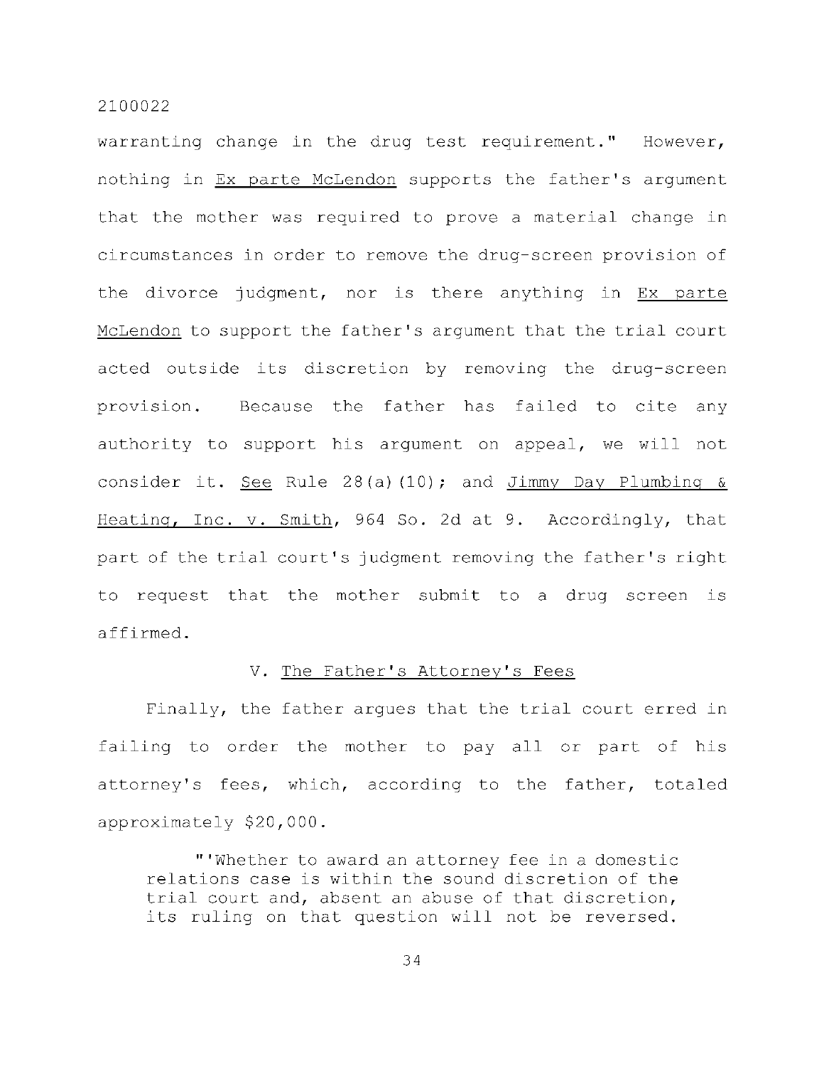warranting change in the drug test requirement." However, nothing in Ex parte McLendon supports the father's argument that the mother was required to prove a material change in circumstances in order to remove the drug-screen provision of the divorce judgment, nor is there anything in Ex parte McLendon to support the father's argument that the trial court acted outside its discretion by removing the drug-screen provision. Because the father has failed to cite any authority to support his argument on appeal, we will not consider it. See Rule 28(a)(10); and Jimmy Day Plumbing & Heating, Inc. v. Smith, 964 So. 2d at 9. Accordingly, that part of the trial court's judgment removing the father's right to request that the mother submit to a drug screen is affirmed.

## V. The Father's Attorney's Fees

Finally, the father argues that the trial court erred in failing to order the mother to pay all or part of his attorney's fees, which, according to the father, totaled approximately $20,000.

> "'Whether to award an attorney fee in a domestic relations case is within the sound discretion of the trial court and, absent an abuse of that discretion, its ruling on that question will not be reversed.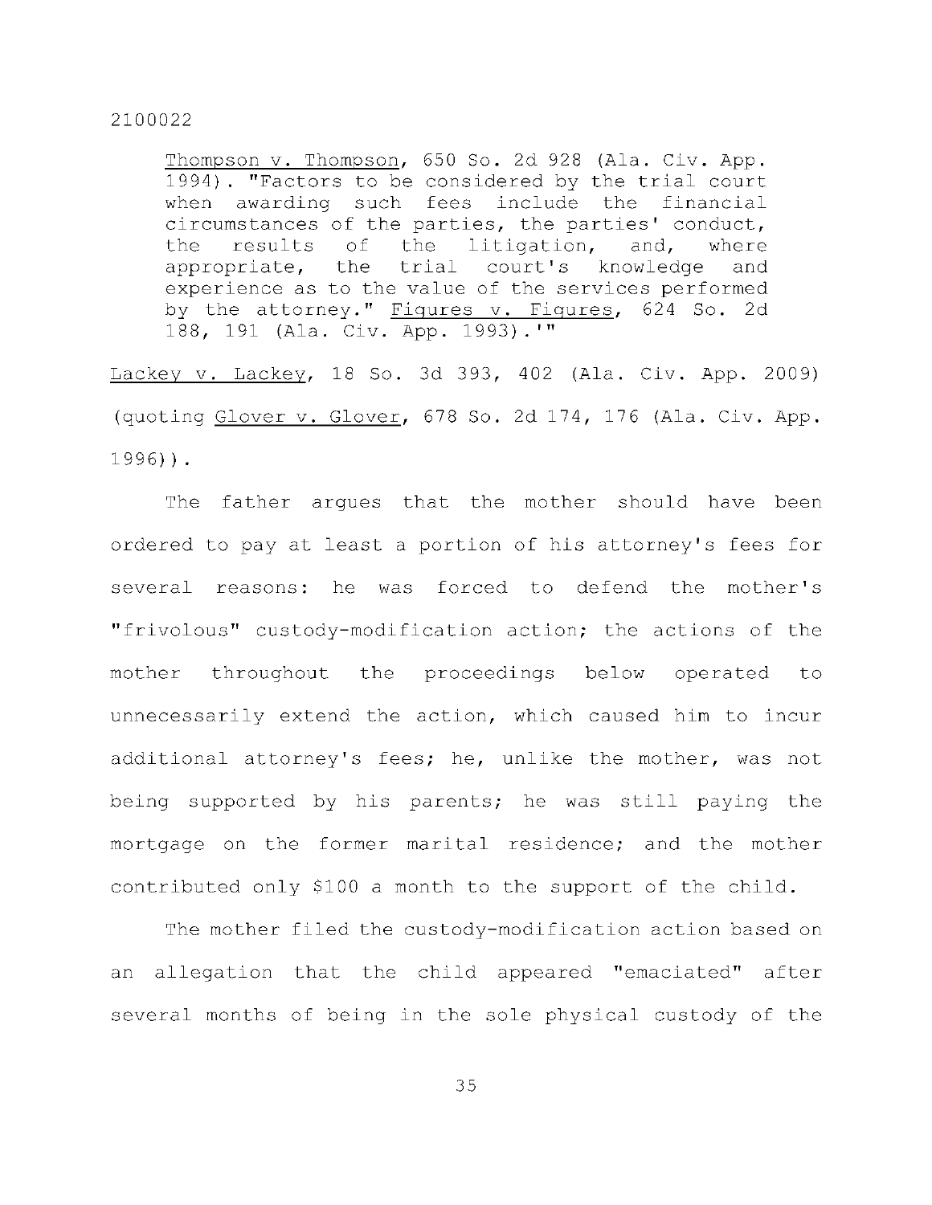> Thompson v. Thompson, 650 So. 2d 928 (Ala. Civ. App. 1994). "Factors to be considered by the trial court when awarding such fees include the financial circumstances of the parties, the parties' conduct, the results of the litigation, and, where appropriate, the trial court's knowledge and experience as to the value of the services performed by the attorney." Figures v. Figures, 624 So. 2d 188, 191 (Ala. Civ. App. 1993).'"

Lackey v. Lackey, 18 So. 3d 393, 402 (Ala. Civ. App. 2009) (quoting Glover v. Glover, 678 So. 2d 174, 176 (Ala. Civ. App. 1996)).

The father argues that the mother should have been ordered to pay at least a portion of his attorney's fees for several reasons: he was forced to defend the mother's "frivolous" custody-modification action; the actions of the mother throughout the proceedings below operated to unnecessarily extend the action, which caused him to incur additional attorney's fees; he, unlike the mother, was not being supported by his parents; he was still paying the mortgage on the former marital residence; and the mother contributed only $100 a month to the support of the child.

The mother filed the custody-modification action based on an allegation that the child appeared "emaciated" after several months of being in the sole physical custody of the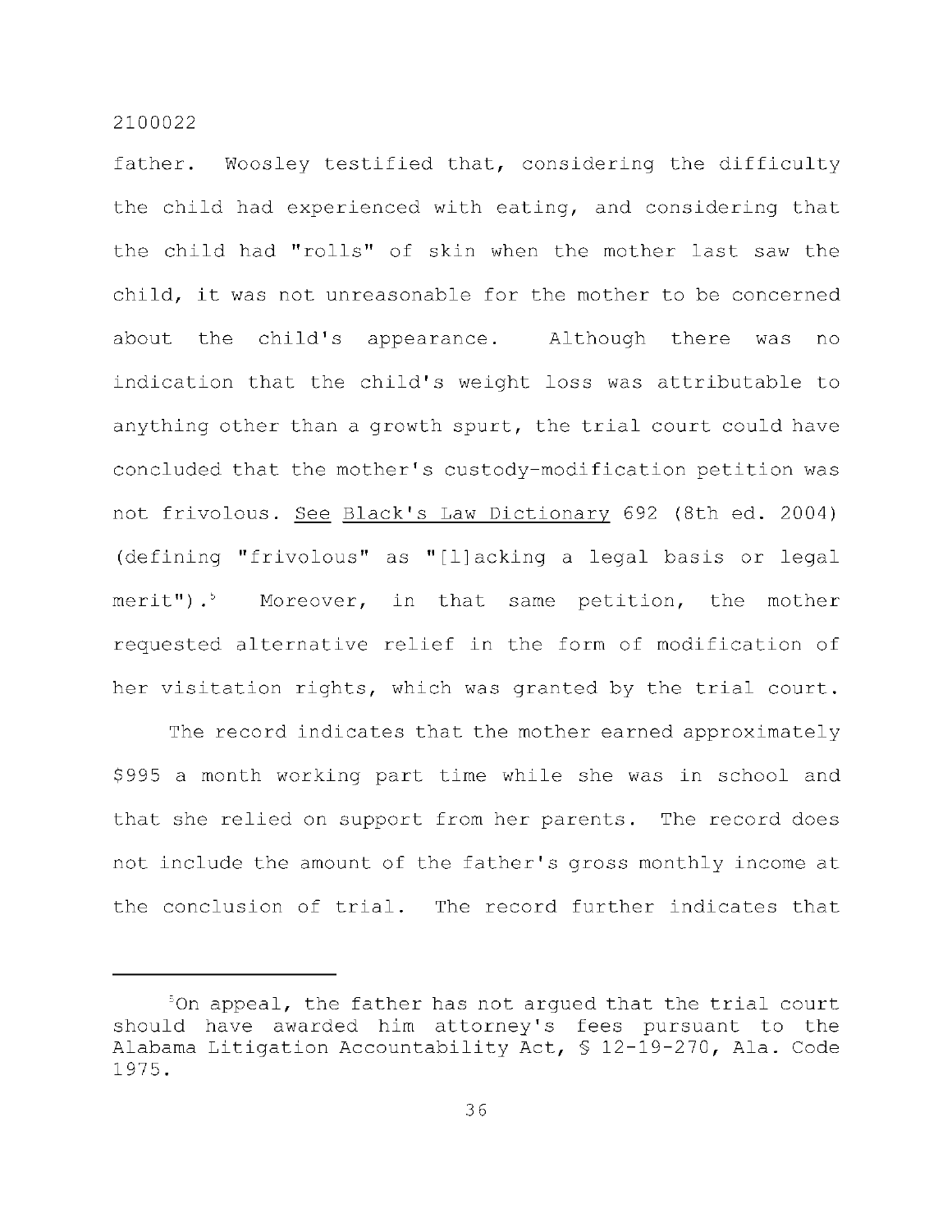father. Woosley testified that, considering the difficulty the child had experienced with eating, and considering that the child had "rolls" of skin when the mother last saw the child, it was not unreasonable for the mother to be concerned about the child's appearance. Although there was no indication that the child's weight loss was attributable to anything other than a growth spurt, the trial court could have concluded that the mother's custody-modification petition was not frivolous. See Black's Law Dictionary 692 (8th ed. 2004) (defining "frivolous" as "[l]acking a legal basis or legal merit").[5] Moreover, in that same petition, the mother requested alternative relief in the form of modification of her visitation rights, which was granted by the trial court.

The record indicates that the mother earned approximately $995 a month working part time while she was in school and that she relied on support from her parents. The record does not include the amount of the father's gross monthly income at the conclusion of trial. The record further indicates that

---

[5]On appeal, the father has not argued that the trial court should have awarded him attorney's fees pursuant to the Alabama Litigation Accountability Act, § 12-19-270, Ala. Code 1975.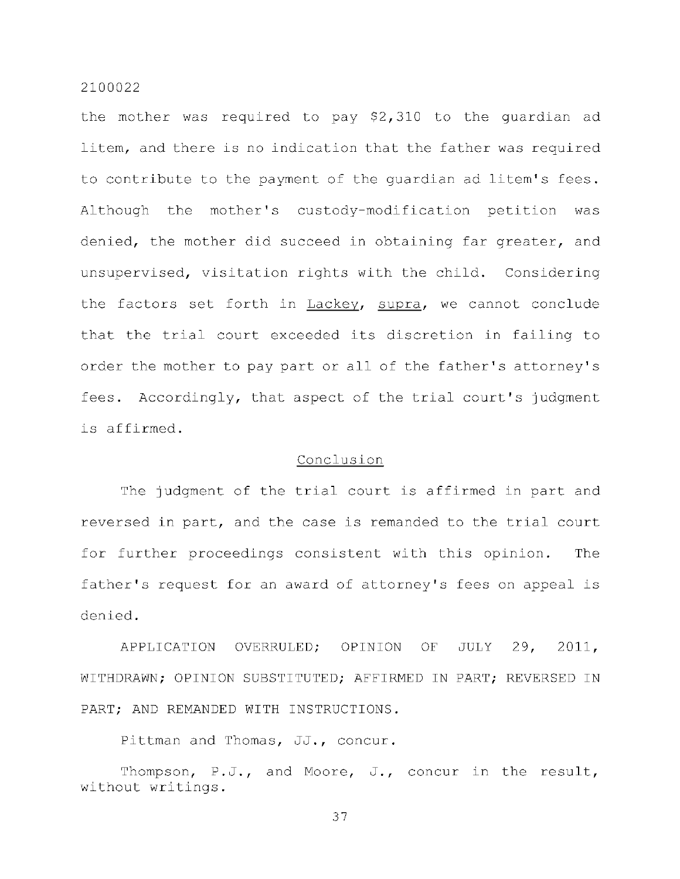the mother was required to pay $2,310 to the guardian ad litem, and there is no indication that the father was required to contribute to the payment of the guardian ad litem's fees. Although the mother's custody-modification petition was denied, the mother did succeed in obtaining far greater, and unsupervised, visitation rights with the child. Considering the factors set forth in Lackey, supra, we cannot conclude that the trial court exceeded its discretion in failing to order the mother to pay part or all of the father's attorney's fees. Accordingly, that aspect of the trial court's judgment is affirmed.

## Conclusion

The judgment of the trial court is affirmed in part and reversed in part, and the case is remanded to the trial court for further proceedings consistent with this opinion. The father's request for an award of attorney's fees on appeal is denied.

APPLICATION OVERRULED; OPINION OF JULY 29, 2011, WITHDRAWN; OPINION SUBSTITUTED; AFFIRMED IN PART; REVERSED IN PART; AND REMANDED WITH INSTRUCTIONS.

Pittman and Thomas, JJ., concur.

Thompson, P.J., and Moore, J., concur in the result, without writings.